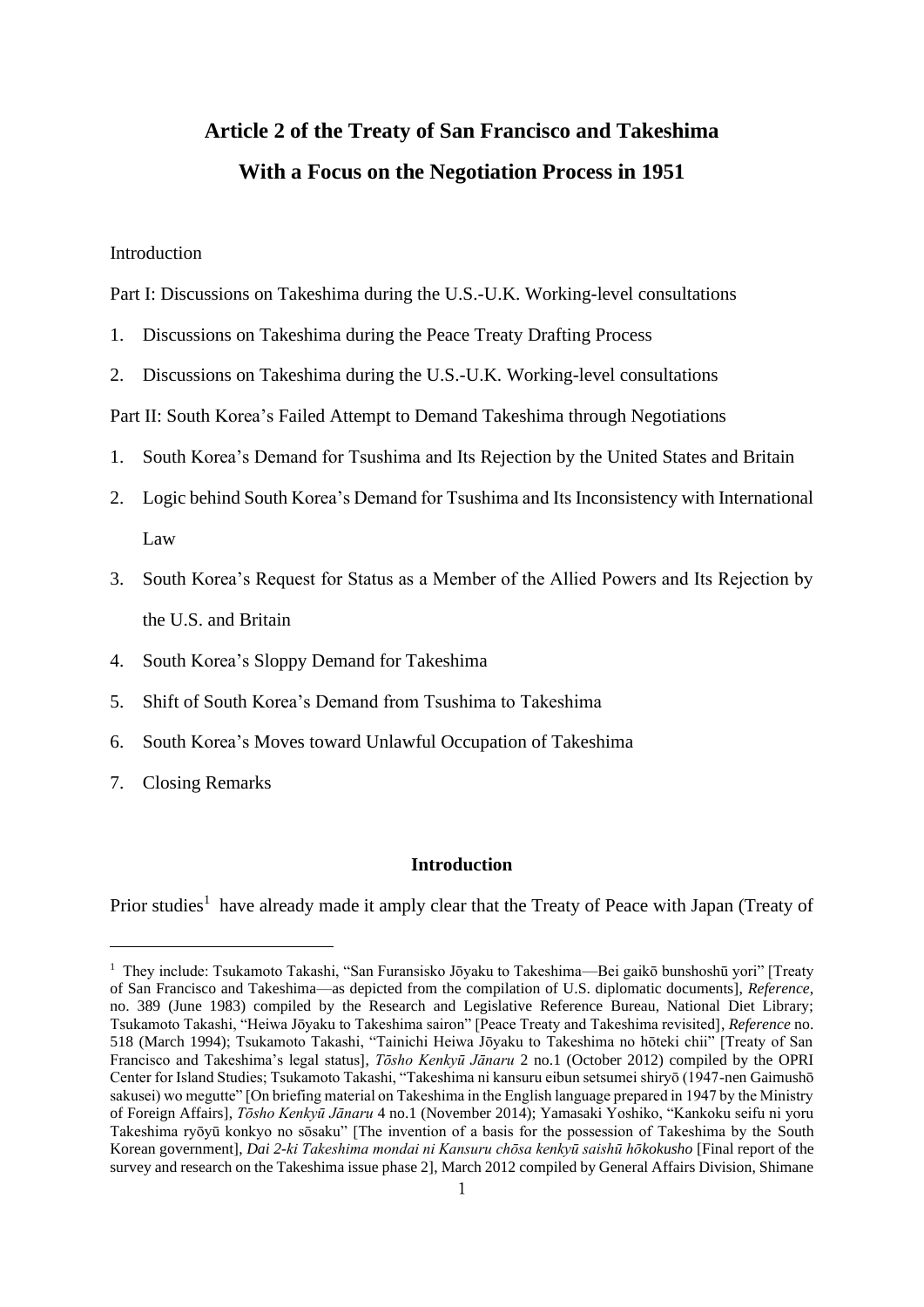# Article 2 of the Treaty of San Francisco and Takeshima

## With a Focus on the Negotiation Process in 1951

Introduction

Part I: Discussions on Takeshima during the U.S.-U.K. Working-level consultations

1. Discussions on Takeshima during the Peace Treaty Drafting Process
2. Discussions on Takeshima during the U.S.-U.K. Working-level consultations

Part II: South Korea's Failed Attempt to Demand Takeshima through Negotiations

1. South Korea's Demand for Tsushima and Its Rejection by the United States and Britain
2. Logic behind South Korea's Demand for Tsushima and Its Inconsistency with International Law
3. South Korea's Request for Status as a Member of the Allied Powers and Its Rejection by the U.S. and Britain
4. South Korea's Sloppy Demand for Takeshima
5. Shift of South Korea's Demand from Tsushima to Takeshima
6. South Korea's Moves toward Unlawful Occupation of Takeshima
7. Closing Remarks

### Introduction

Prior studies[1] have already made it amply clear that the Treaty of Peace with Japan (Treaty of

[1] They include: Tsukamoto Takashi, "San Furansisko Jōyaku to Takeshima—Bei gaikō bunshoshū yori" [Treaty of San Francisco and Takeshima—as depicted from the compilation of U.S. diplomatic documents], *Reference*, no. 389 (June 1983) compiled by the Research and Legislative Reference Bureau, National Diet Library; Tsukamoto Takashi, "Heiwa Jōyaku to Takeshima sairon" [Peace Treaty and Takeshima revisited], *Reference* no. 518 (March 1994); Tsukamoto Takashi, "Tainichi Heiwa Jōyaku to Takeshima no hōteki chii" [Treaty of San Francisco and Takeshima's legal status], *Tōsho Kenkyū Jānaru* 2 no.1 (October 2012) compiled by the OPRI Center for Island Studies; Tsukamoto Takashi, "Takeshima ni kansuru eibun setsumei shiryō (1947-nen Gaimushō sakusei) wo megutte" [On briefing material on Takeshima in the English language prepared in 1947 by the Ministry of Foreign Affairs], *Tōsho Kenkyū Jānaru* 4 no.1 (November 2014); Yamasaki Yoshiko, "Kankoku seifu ni yoru Takeshima ryōyū konkyo no sōsaku" [The invention of a basis for the possession of Takeshima by the South Korean government], *Dai 2-ki Takeshima mondai ni Kansuru chōsa kenkyū saishū hōkokusho* [Final report of the survey and research on the Takeshima issue phase 2], March 2012 compiled by General Affairs Division, Shimane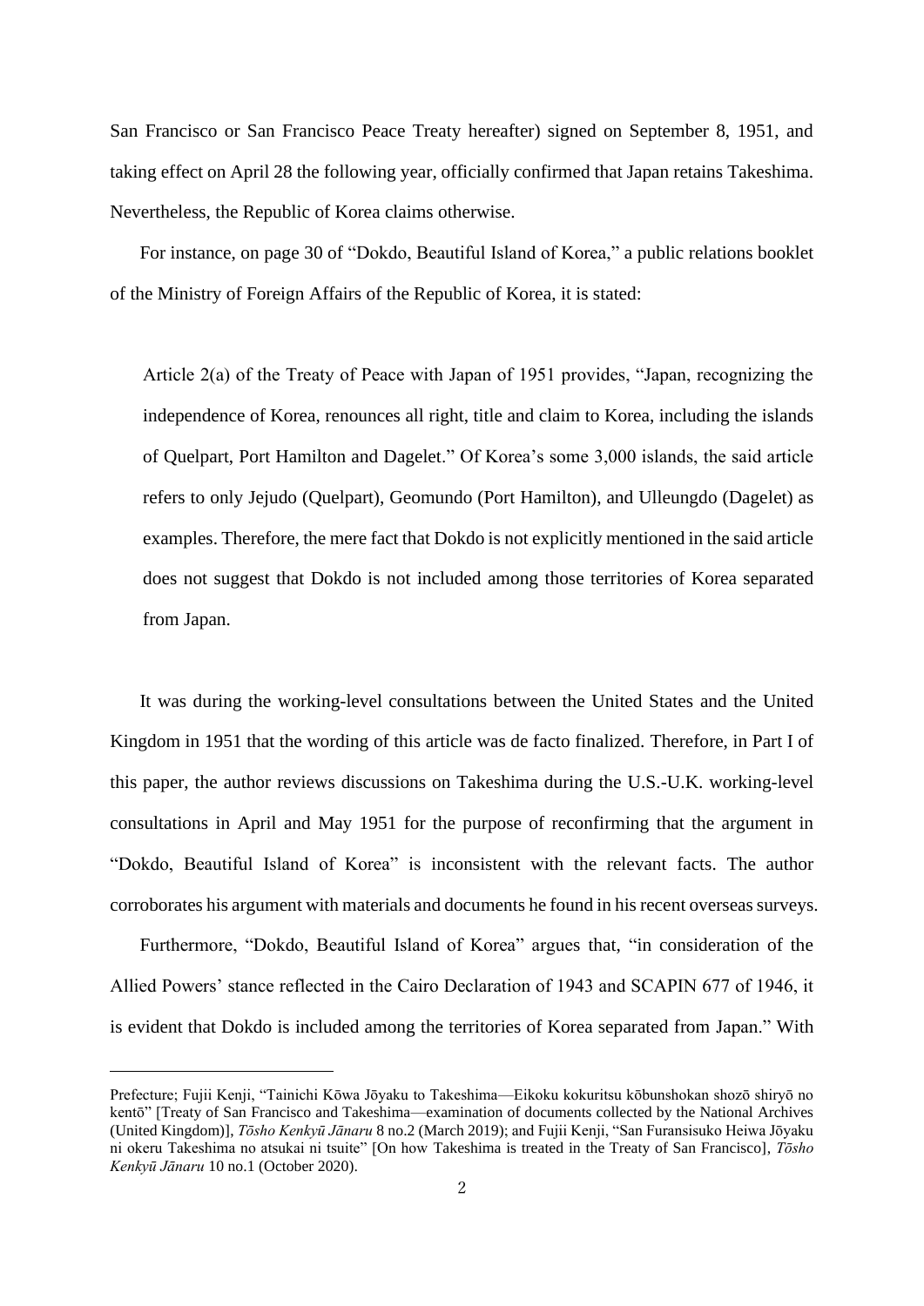San Francisco or San Francisco Peace Treaty hereafter) signed on September 8, 1951, and taking effect on April 28 the following year, officially confirmed that Japan retains Takeshima. Nevertheless, the Republic of Korea claims otherwise.

For instance, on page 30 of "Dokdo, Beautiful Island of Korea," a public relations booklet of the Ministry of Foreign Affairs of the Republic of Korea, it is stated:

> Article 2(a) of the Treaty of Peace with Japan of 1951 provides, "Japan, recognizing the independence of Korea, renounces all right, title and claim to Korea, including the islands of Quelpart, Port Hamilton and Dagelet." Of Korea's some 3,000 islands, the said article refers to only Jejudo (Quelpart), Geomundo (Port Hamilton), and Ulleungdo (Dagelet) as examples. Therefore, the mere fact that Dokdo is not explicitly mentioned in the said article does not suggest that Dokdo is not included among those territories of Korea separated from Japan.

It was during the working-level consultations between the United States and the United Kingdom in 1951 that the wording of this article was de facto finalized. Therefore, in Part I of this paper, the author reviews discussions on Takeshima during the U.S.-U.K. working-level consultations in April and May 1951 for the purpose of reconfirming that the argument in "Dokdo, Beautiful Island of Korea" is inconsistent with the relevant facts. The author corroborates his argument with materials and documents he found in his recent overseas surveys.

Furthermore, "Dokdo, Beautiful Island of Korea" argues that, "in consideration of the Allied Powers' stance reflected in the Cairo Declaration of 1943 and SCAPIN 677 of 1946, it is evident that Dokdo is included among the territories of Korea separated from Japan." With

---

Prefecture; Fujii Kenji, "Tainichi Kōwa Jōyaku to Takeshima—Eikoku kokuritsu kōbunshokan shozō shiryō no kentō" [Treaty of San Francisco and Takeshima—examination of documents collected by the National Archives (United Kingdom)], *Tōsho Kenkyū Jānaru* 8 no.2 (March 2019); and Fujii Kenji, "San Furansisuko Heiwa Jōyaku ni okeru Takeshima no atsukai ni tsuite" [On how Takeshima is treated in the Treaty of San Francisco], *Tōsho Kenkyū Jānaru* 10 no.1 (October 2020).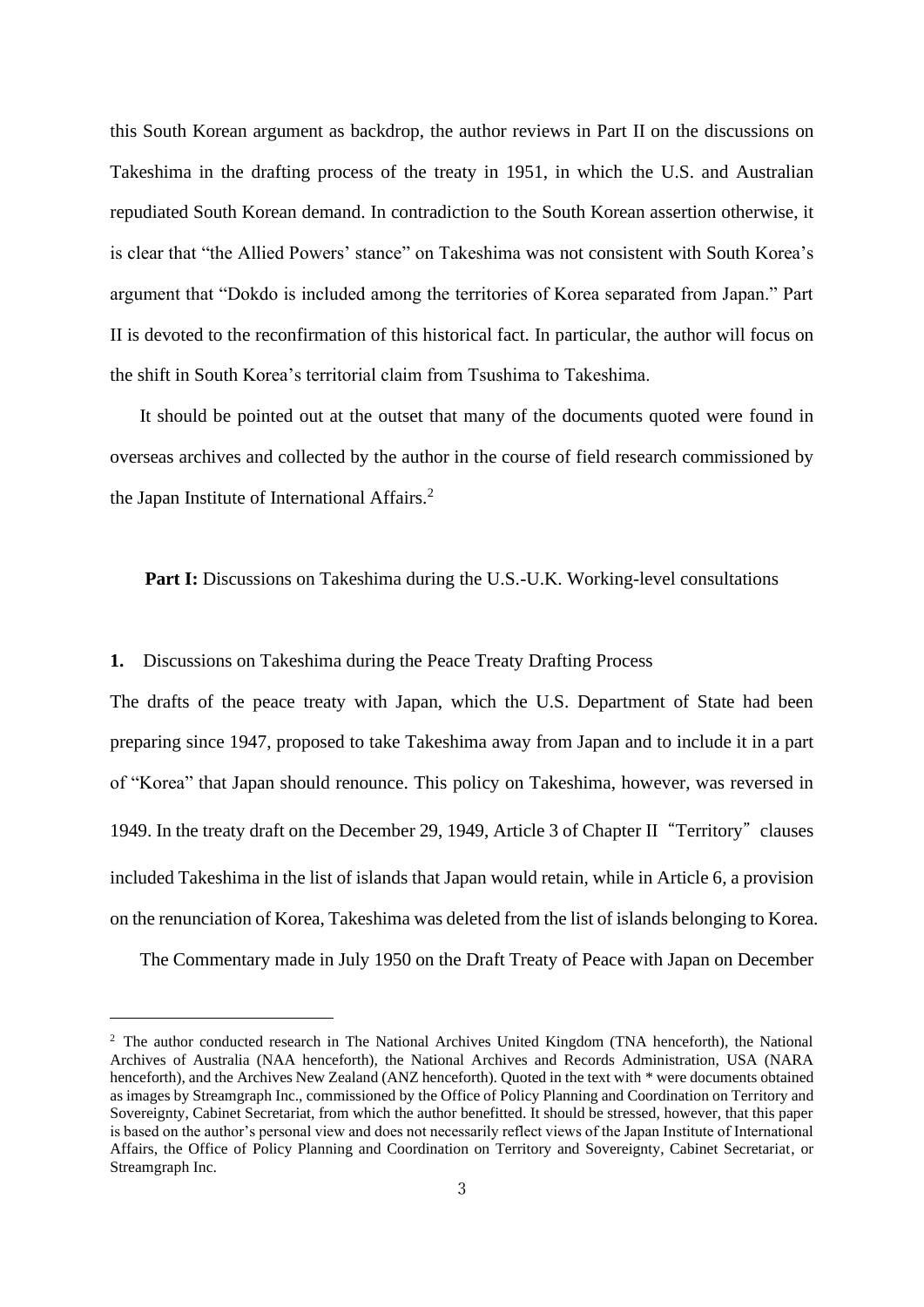this South Korean argument as backdrop, the author reviews in Part II on the discussions on Takeshima in the drafting process of the treaty in 1951, in which the U.S. and Australian repudiated South Korean demand. In contradiction to the South Korean assertion otherwise, it is clear that "the Allied Powers' stance" on Takeshima was not consistent with South Korea's argument that "Dokdo is included among the territories of Korea separated from Japan." Part II is devoted to the reconfirmation of this historical fact. In particular, the author will focus on the shift in South Korea's territorial claim from Tsushima to Takeshima.

It should be pointed out at the outset that many of the documents quoted were found in overseas archives and collected by the author in the course of field research commissioned by the Japan Institute of International Affairs.[2]

**Part I:** Discussions on Takeshima during the U.S.-U.K. Working-level consultations

**1.** Discussions on Takeshima during the Peace Treaty Drafting Process

The drafts of the peace treaty with Japan, which the U.S. Department of State had been preparing since 1947, proposed to take Takeshima away from Japan and to include it in a part of "Korea" that Japan should renounce. This policy on Takeshima, however, was reversed in 1949. In the treaty draft on the December 29, 1949, Article 3 of Chapter II "Territory" clauses included Takeshima in the list of islands that Japan would retain, while in Article 6, a provision on the renunciation of Korea, Takeshima was deleted from the list of islands belonging to Korea.

The Commentary made in July 1950 on the Draft Treaty of Peace with Japan on December

---

[2] The author conducted research in The National Archives United Kingdom (TNA henceforth), the National Archives of Australia (NAA henceforth), the National Archives and Records Administration, USA (NARA henceforth), and the Archives New Zealand (ANZ henceforth). Quoted in the text with * were documents obtained as images by Streamgraph Inc., commissioned by the Office of Policy Planning and Coordination on Territory and Sovereignty, Cabinet Secretariat, from which the author benefitted. It should be stressed, however, that this paper is based on the author's personal view and does not necessarily reflect views of the Japan Institute of International Affairs, the Office of Policy Planning and Coordination on Territory and Sovereignty, Cabinet Secretariat, or Streamgraph Inc.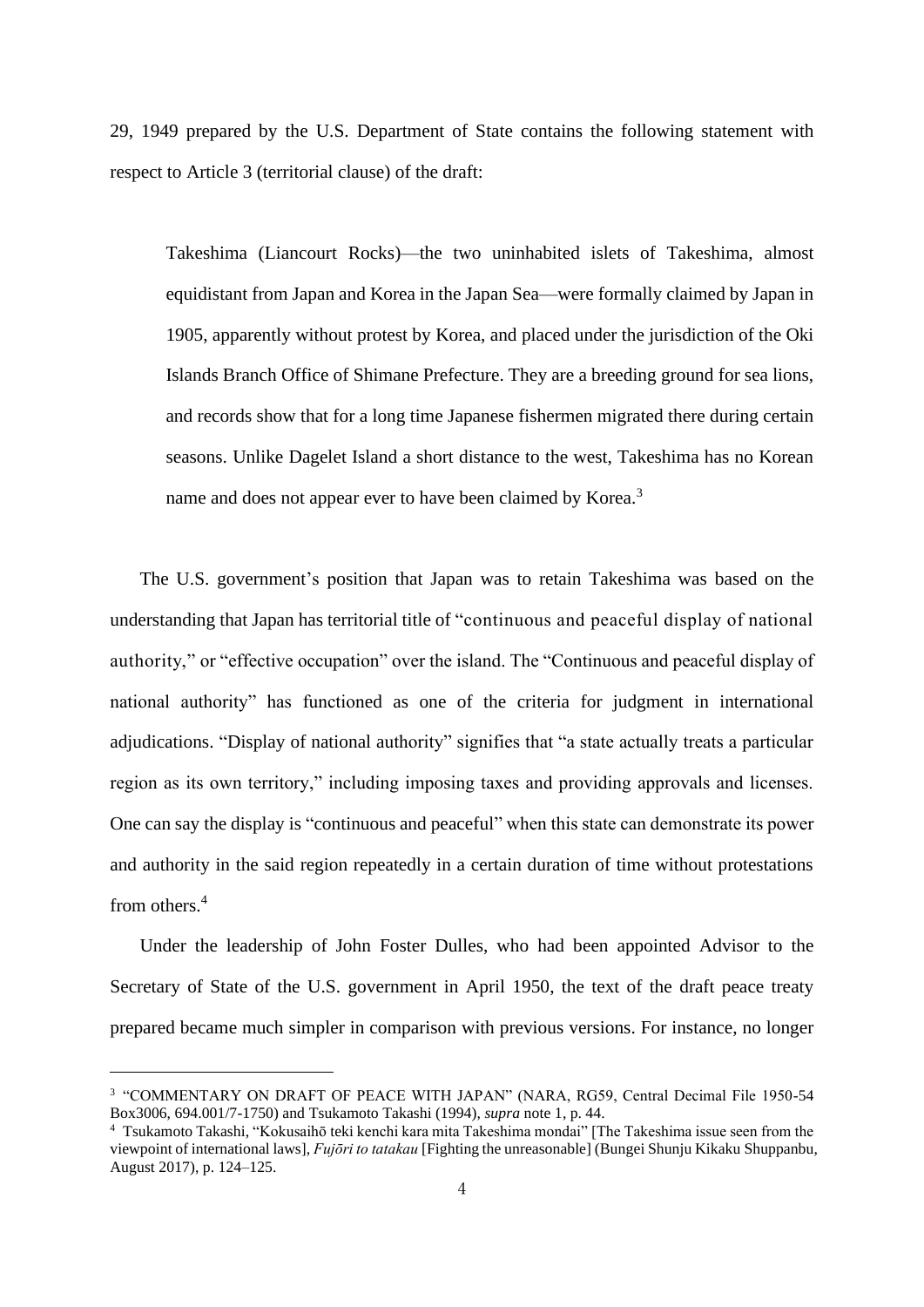29, 1949 prepared by the U.S. Department of State contains the following statement with respect to Article 3 (territorial clause) of the draft:

> Takeshima (Liancourt Rocks)—the two uninhabited islets of Takeshima, almost equidistant from Japan and Korea in the Japan Sea—were formally claimed by Japan in 1905, apparently without protest by Korea, and placed under the jurisdiction of the Oki Islands Branch Office of Shimane Prefecture. They are a breeding ground for sea lions, and records show that for a long time Japanese fishermen migrated there during certain seasons. Unlike Dagelet Island a short distance to the west, Takeshima has no Korean name and does not appear ever to have been claimed by Korea.[3]

The U.S. government's position that Japan was to retain Takeshima was based on the understanding that Japan has territorial title of "continuous and peaceful display of national authority," or "effective occupation" over the island. The "Continuous and peaceful display of national authority" has functioned as one of the criteria for judgment in international adjudications. "Display of national authority" signifies that "a state actually treats a particular region as its own territory," including imposing taxes and providing approvals and licenses. One can say the display is "continuous and peaceful" when this state can demonstrate its power and authority in the said region repeatedly in a certain duration of time without protestations from others.[4]

Under the leadership of John Foster Dulles, who had been appointed Advisor to the Secretary of State of the U.S. government in April 1950, the text of the draft peace treaty prepared became much simpler in comparison with previous versions. For instance, no longer

---

[3] "COMMENTARY ON DRAFT OF PEACE WITH JAPAN" (NARA, RG59, Central Decimal File 1950-54 Box3006, 694.001/7-1750) and Tsukamoto Takashi (1994), *supra* note 1, p. 44.

[4] Tsukamoto Takashi, "Kokusaihō teki kenchi kara mita Takeshima mondai" [The Takeshima issue seen from the viewpoint of international laws], *Fujōri to tatakau* [Fighting the unreasonable] (Bungei Shunju Kikaku Shuppanbu, August 2017), p. 124–125.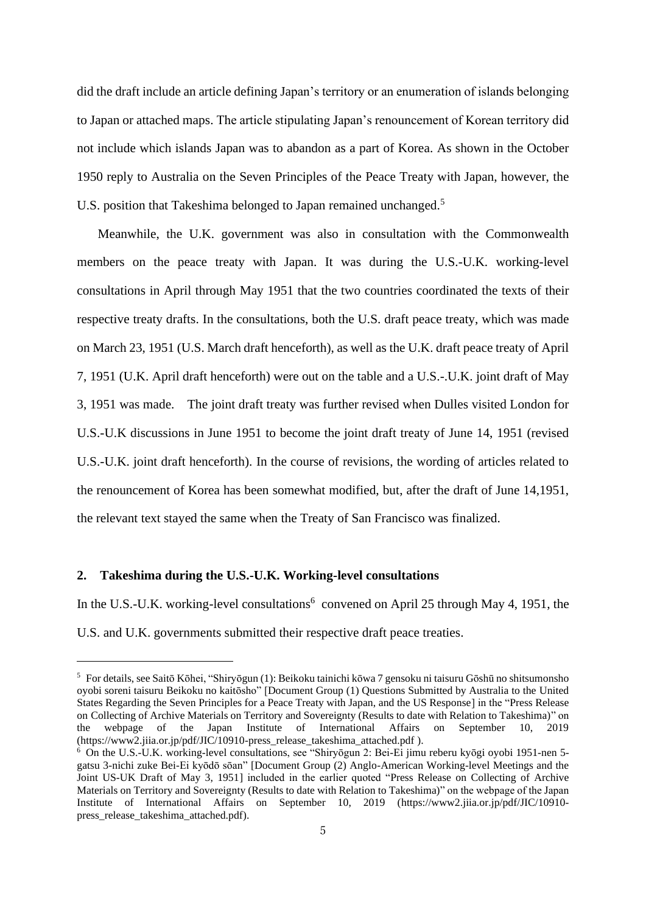did the draft include an article defining Japan's territory or an enumeration of islands belonging to Japan or attached maps. The article stipulating Japan's renouncement of Korean territory did not include which islands Japan was to abandon as a part of Korea. As shown in the October 1950 reply to Australia on the Seven Principles of the Peace Treaty with Japan, however, the U.S. position that Takeshima belonged to Japan remained unchanged.[5]

Meanwhile, the U.K. government was also in consultation with the Commonwealth members on the peace treaty with Japan. It was during the U.S.-U.K. working-level consultations in April through May 1951 that the two countries coordinated the texts of their respective treaty drafts. In the consultations, both the U.S. draft peace treaty, which was made on March 23, 1951 (U.S. March draft henceforth), as well as the U.K. draft peace treaty of April 7, 1951 (U.K. April draft henceforth) were out on the table and a U.S.-.U.K. joint draft of May 3, 1951 was made. The joint draft treaty was further revised when Dulles visited London for U.S.-U.K discussions in June 1951 to become the joint draft treaty of June 14, 1951 (revised U.S.-U.K. joint draft henceforth). In the course of revisions, the wording of articles related to the renouncement of Korea has been somewhat modified, but, after the draft of June 14,1951, the relevant text stayed the same when the Treaty of San Francisco was finalized.

## 2. Takeshima during the U.S.-U.K. Working-level consultations

In the U.S.-U.K. working-level consultations[6] convened on April 25 through May 4, 1951, the U.S. and U.K. governments submitted their respective draft peace treaties.

---

[5] For details, see Saitō Kōhei, "Shiryōgun (1): Beikoku tainichi kōwa 7 gensoku ni taisuru Gōshū no shitsumonsho oyobi soreni taisuru Beikoku no kaitōsho" [Document Group (1) Questions Submitted by Australia to the United States Regarding the Seven Principles for a Peace Treaty with Japan, and the US Response] in the "Press Release on Collecting of Archive Materials on Territory and Sovereignty (Results to date with Relation to Takeshima)" on the webpage of the Japan Institute of International Affairs on September 10, 2019 (https://www2.jiia.or.jp/pdf/JIC/10910-press_release_takeshima_attached.pdf ).

[6] On the U.S.-U.K. working-level consultations, see "Shiryōgun 2: Bei-Ei jimu reberu kyōgi oyobi 1951-nen 5-gatsu 3-nichi zuke Bei-Ei kyōdō sōan" [Document Group (2) Anglo-American Working-level Meetings and the Joint US-UK Draft of May 3, 1951] included in the earlier quoted "Press Release on Collecting of Archive Materials on Territory and Sovereignty (Results to date with Relation to Takeshima)" on the webpage of the Japan Institute of International Affairs on September 10, 2019 (https://www2.jiia.or.jp/pdf/JIC/10910-press_release_takeshima_attached.pdf).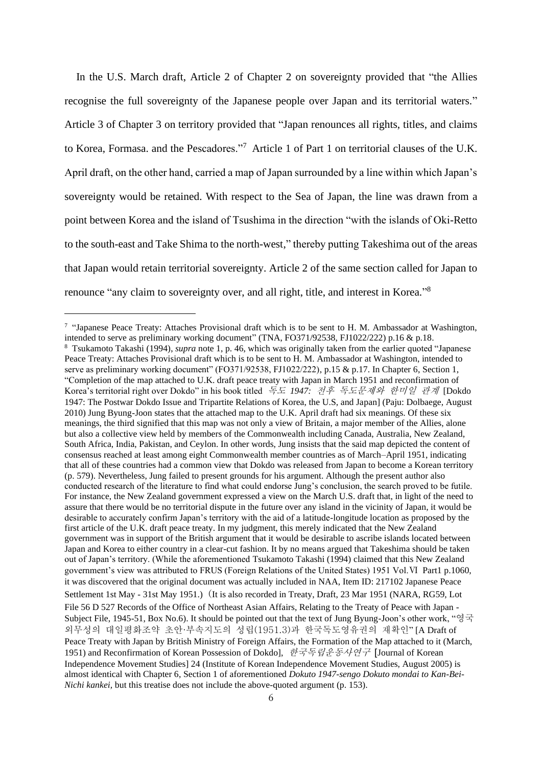In the U.S. March draft, Article 2 of Chapter 2 on sovereignty provided that "the Allies recognise the full sovereignty of the Japanese people over Japan and its territorial waters." Article 3 of Chapter 3 on territory provided that "Japan renounces all rights, titles, and claims to Korea, Formasa. and the Pescadores."[7] Article 1 of Part 1 on territorial clauses of the U.K. April draft, on the other hand, carried a map of Japan surrounded by a line within which Japan's sovereignty would be retained. With respect to the Sea of Japan, the line was drawn from a point between Korea and the island of Tsushima in the direction "with the islands of Oki-Retto to the south-east and Take Shima to the north-west," thereby putting Takeshima out of the areas that Japan would retain territorial sovereignty. Article 2 of the same section called for Japan to renounce "any claim to sovereignty over, and all right, title, and interest in Korea."[8]

---

[7] "Japanese Peace Treaty: Attaches Provisional draft which is to be sent to H. M. Ambassador at Washington, intended to serve as preliminary working document" (TNA, FO371/92538, FJ1022/222) p.16 & p.18.

[8] Tsukamoto Takashi (1994), *supra* note 1, p. 46, which was originally taken from the earlier quoted "Japanese Peace Treaty: Attaches Provisional draft which is to be sent to H. M. Ambassador at Washington, intended to serve as preliminary working document" (FO371/92538, FJ1022/222), p.15 & p.17. In Chapter 6, Section 1, "Completion of the map attached to U.K. draft peace treaty with Japan in March 1951 and reconfirmation of Korea's territorial right over Dokdo" in his book titled *독도 1947: 전후 독도문제와 한미일 관계* [Dokdo 1947: The Postwar Dokdo Issue and Tripartite Relations of Korea, the U.S, and Japan] (Paju: Dolbaege, August 2010) Jung Byung-Joon states that the attached map to the U.K. April draft had six meanings. Of these six meanings, the third signified that this map was not only a view of Britain, a major member of the Allies, alone but also a collective view held by members of the Commonwealth including Canada, Australia, New Zealand, South Africa, India, Pakistan, and Ceylon. In other words, Jung insists that the said map depicted the content of consensus reached at least among eight Commonwealth member countries as of March–April 1951, indicating that all of these countries had a common view that Dokdo was released from Japan to become a Korean territory (p. 579). Nevertheless, Jung failed to present grounds for his argument. Although the present author also conducted research of the literature to find what could endorse Jung's conclusion, the search proved to be futile. For instance, the New Zealand government expressed a view on the March U.S. draft that, in light of the need to assure that there would be no territorial dispute in the future over any island in the vicinity of Japan, it would be desirable to accurately confirm Japan's territory with the aid of a latitude-longitude location as proposed by the first article of the U.K. draft peace treaty. In my judgment, this merely indicated that the New Zealand government was in support of the British argument that it would be desirable to ascribe islands located between Japan and Korea to either country in a clear-cut fashion. It by no means argued that Takeshima should be taken out of Japan's territory. (While the aforementioned Tsukamoto Takashi (1994) claimed that this New Zealand government's view was attributed to FRUS (Foreign Relations of the United States) 1951 Vol.Ⅵ Part1 p.1060, it was discovered that the original document was actually included in NAA, Item ID: 217102 Japanese Peace Settlement 1st May - 31st May 1951.)（It is also recorded in Treaty, Draft, 23 Mar 1951 (NARA, RG59, Lot File 56 D 527 Records of the Office of Northeast Asian Affairs, Relating to the Treaty of Peace with Japan - Subject File, 1945-51, Box No.6). It should be pointed out that the text of Jung Byung-Joon's other work, "영국 외무성의 대일평화조약 초안·부속지도의 성립(1951.3)과 한국독도영유권의 재확인" [A Draft of Peace Treaty with Japan by British Ministry of Foreign Affairs, the Formation of the Map attached to it (March, 1951) and Reconfirmation of Korean Possession of Dokdo], *한국독립운동사연구* [Journal of Korean Independence Movement Studies] 24 (Institute of Korean Independence Movement Studies, August 2005) is almost identical with Chapter 6, Section 1 of aforementioned *Dokuto 1947-sengo Dokuto mondai to Kan-Bei-Nichi kankei*, but this treatise does not include the above-quoted argument (p. 153).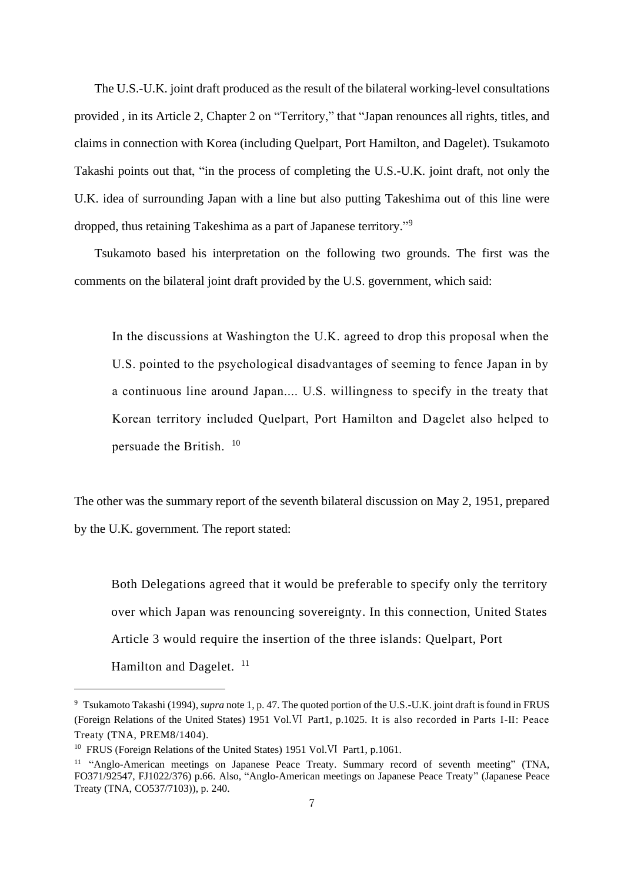The U.S.-U.K. joint draft produced as the result of the bilateral working-level consultations provided , in its Article 2, Chapter 2 on "Territory," that "Japan renounces all rights, titles, and claims in connection with Korea (including Quelpart, Port Hamilton, and Dagelet). Tsukamoto Takashi points out that, "in the process of completing the U.S.-U.K. joint draft, not only the U.K. idea of surrounding Japan with a line but also putting Takeshima out of this line were dropped, thus retaining Takeshima as a part of Japanese territory."[9]

Tsukamoto based his interpretation on the following two grounds. The first was the comments on the bilateral joint draft provided by the U.S. government, which said:

> In the discussions at Washington the U.K. agreed to drop this proposal when the U.S. pointed to the psychological disadvantages of seeming to fence Japan in by a continuous line around Japan.... U.S. willingness to specify in the treaty that Korean territory included Quelpart, Port Hamilton and Dagelet also helped to persuade the British. [10]

The other was the summary report of the seventh bilateral discussion on May 2, 1951, prepared by the U.K. government. The report stated:

> Both Delegations agreed that it would be preferable to specify only the territory over which Japan was renouncing sovereignty. In this connection, United States Article 3 would require the insertion of the three islands: Quelpart, Port Hamilton and Dagelet. [11]

---

[9] Tsukamoto Takashi (1994), *supra* note 1, p. 47. The quoted portion of the U.S.-U.K. joint draft is found in FRUS (Foreign Relations of the United States) 1951 Vol.Ⅵ Part1, p.1025. It is also recorded in Parts I-II: Peace Treaty (TNA, PREM8/1404).

[10] FRUS (Foreign Relations of the United States) 1951 Vol.Ⅵ Part1, p.1061.

[11] "Anglo-American meetings on Japanese Peace Treaty. Summary record of seventh meeting" (TNA, FO371/92547, FJ1022/376) p.66. Also, "Anglo-American meetings on Japanese Peace Treaty" (Japanese Peace Treaty (TNA, CO537/7103)), p. 240.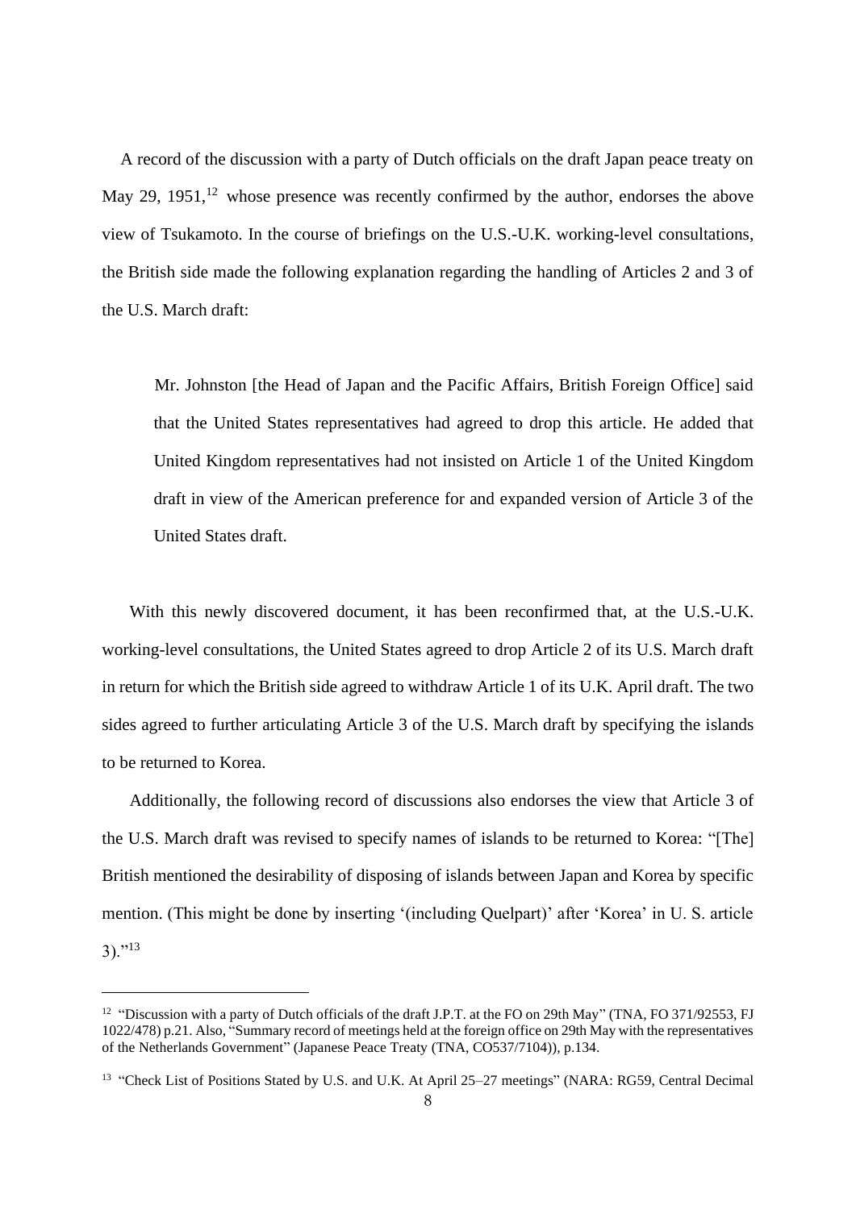A record of the discussion with a party of Dutch officials on the draft Japan peace treaty on May 29, 1951,[12] whose presence was recently confirmed by the author, endorses the above view of Tsukamoto. In the course of briefings on the U.S.-U.K. working-level consultations, the British side made the following explanation regarding the handling of Articles 2 and 3 of the U.S. March draft:

> Mr. Johnston [the Head of Japan and the Pacific Affairs, British Foreign Office] said that the United States representatives had agreed to drop this article. He added that United Kingdom representatives had not insisted on Article 1 of the United Kingdom draft in view of the American preference for and expanded version of Article 3 of the United States draft.

With this newly discovered document, it has been reconfirmed that, at the U.S.-U.K. working-level consultations, the United States agreed to drop Article 2 of its U.S. March draft in return for which the British side agreed to withdraw Article 1 of its U.K. April draft. The two sides agreed to further articulating Article 3 of the U.S. March draft by specifying the islands to be returned to Korea.

Additionally, the following record of discussions also endorses the view that Article 3 of the U.S. March draft was revised to specify names of islands to be returned to Korea: "[The] British mentioned the desirability of disposing of islands between Japan and Korea by specific mention. (This might be done by inserting '(including Quelpart)' after 'Korea' in U. S. article 3)."[13]

---

[12] "Discussion with a party of Dutch officials of the draft J.P.T. at the FO on 29th May" (TNA, FO 371/92553, FJ 1022/478) p.21. Also, "Summary record of meetings held at the foreign office on 29th May with the representatives of the Netherlands Government" (Japanese Peace Treaty (TNA, CO537/7104)), p.134.

[13] "Check List of Positions Stated by U.S. and U.K. At April 25–27 meetings" (NARA: RG59, Central Decimal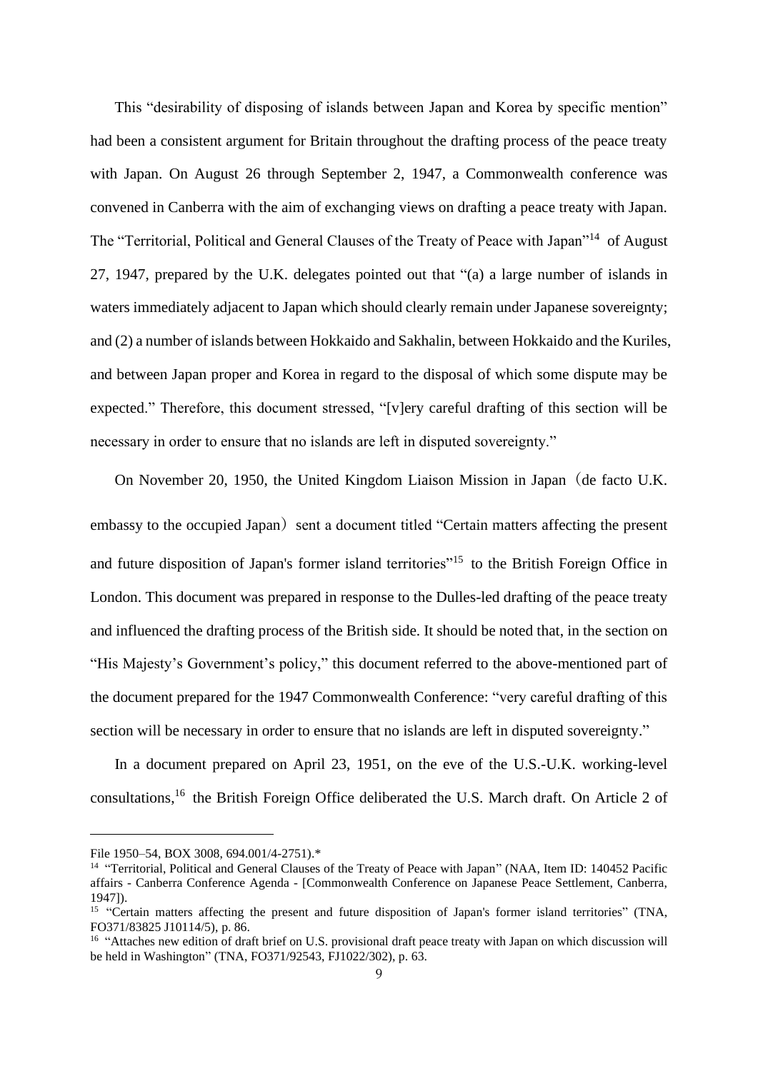This “desirability of disposing of islands between Japan and Korea by specific mention” had been a consistent argument for Britain throughout the drafting process of the peace treaty with Japan. On August 26 through September 2, 1947, a Commonwealth conference was convened in Canberra with the aim of exchanging views on drafting a peace treaty with Japan. The “Territorial, Political and General Clauses of the Treaty of Peace with Japan”[14] of August 27, 1947, prepared by the U.K. delegates pointed out that “(a) a large number of islands in waters immediately adjacent to Japan which should clearly remain under Japanese sovereignty; and (2) a number of islands between Hokkaido and Sakhalin, between Hokkaido and the Kuriles, and between Japan proper and Korea in regard to the disposal of which some dispute may be expected.” Therefore, this document stressed, “[v]ery careful drafting of this section will be necessary in order to ensure that no islands are left in disputed sovereignty.”

On November 20, 1950, the United Kingdom Liaison Mission in Japan（de facto U.K. embassy to the occupied Japan）sent a document titled “Certain matters affecting the present and future disposition of Japan's former island territories”[15] to the British Foreign Office in London. This document was prepared in response to the Dulles-led drafting of the peace treaty and influenced the drafting process of the British side. It should be noted that, in the section on “His Majesty’s Government’s policy,” this document referred to the above-mentioned part of the document prepared for the 1947 Commonwealth Conference: “very careful drafting of this section will be necessary in order to ensure that no islands are left in disputed sovereignty.”

In a document prepared on April 23, 1951, on the eve of the U.S.-U.K. working-level consultations,[16] the British Foreign Office deliberated the U.S. March draft. On Article 2 of

---

File 1950–54, BOX 3008, 694.001/4-2751).*

[14] “Territorial, Political and General Clauses of the Treaty of Peace with Japan” (NAA, Item ID: 140452 Pacific affairs - Canberra Conference Agenda - [Commonwealth Conference on Japanese Peace Settlement, Canberra, 1947]).

[15] “Certain matters affecting the present and future disposition of Japan's former island territories” (TNA, FO371/83825 J10114/5), p. 86.

[16] “Attaches new edition of draft brief on U.S. provisional draft peace treaty with Japan on which discussion will be held in Washington” (TNA, FO371/92543, FJ1022/302), p. 63.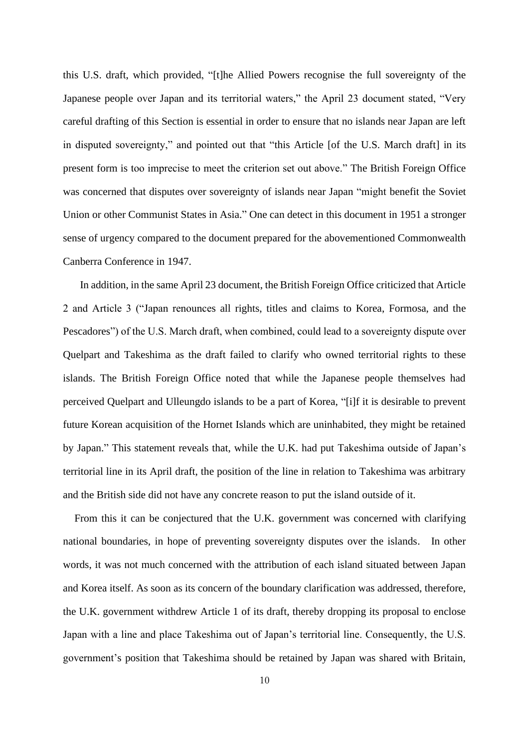this U.S. draft, which provided, "[t]he Allied Powers recognise the full sovereignty of the Japanese people over Japan and its territorial waters," the April 23 document stated, "Very careful drafting of this Section is essential in order to ensure that no islands near Japan are left in disputed sovereignty," and pointed out that "this Article [of the U.S. March draft] in its present form is too imprecise to meet the criterion set out above." The British Foreign Office was concerned that disputes over sovereignty of islands near Japan "might benefit the Soviet Union or other Communist States in Asia." One can detect in this document in 1951 a stronger sense of urgency compared to the document prepared for the abovementioned Commonwealth Canberra Conference in 1947.

In addition, in the same April 23 document, the British Foreign Office criticized that Article 2 and Article 3 ("Japan renounces all rights, titles and claims to Korea, Formosa, and the Pescadores") of the U.S. March draft, when combined, could lead to a sovereignty dispute over Quelpart and Takeshima as the draft failed to clarify who owned territorial rights to these islands. The British Foreign Office noted that while the Japanese people themselves had perceived Quelpart and Ulleungdo islands to be a part of Korea, "[i]f it is desirable to prevent future Korean acquisition of the Hornet Islands which are uninhabited, they might be retained by Japan." This statement reveals that, while the U.K. had put Takeshima outside of Japan's territorial line in its April draft, the position of the line in relation to Takeshima was arbitrary and the British side did not have any concrete reason to put the island outside of it.

From this it can be conjectured that the U.K. government was concerned with clarifying national boundaries, in hope of preventing sovereignty disputes over the islands. In other words, it was not much concerned with the attribution of each island situated between Japan and Korea itself. As soon as its concern of the boundary clarification was addressed, therefore, the U.K. government withdrew Article 1 of its draft, thereby dropping its proposal to enclose Japan with a line and place Takeshima out of Japan's territorial line. Consequently, the U.S. government's position that Takeshima should be retained by Japan was shared with Britain,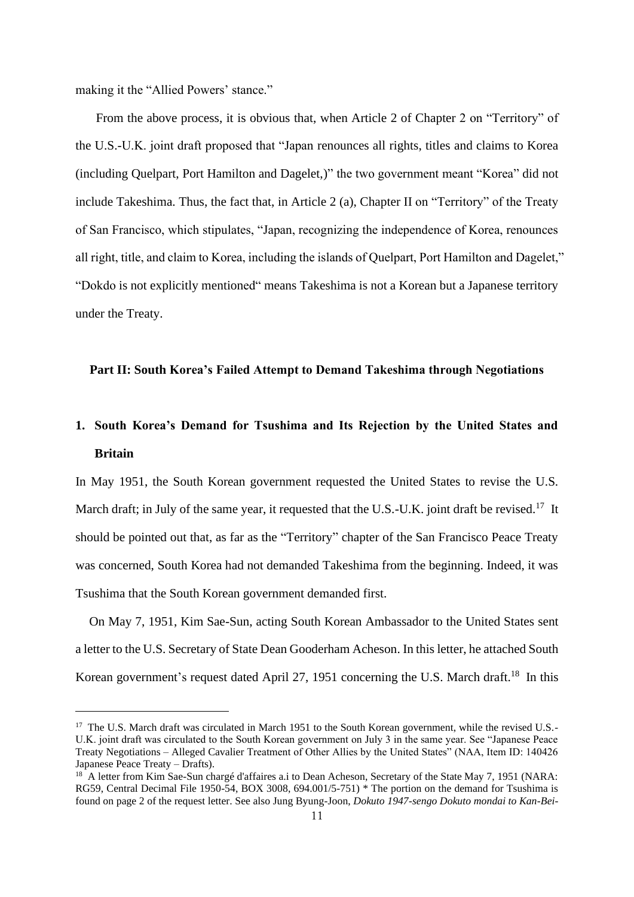making it the "Allied Powers' stance."

From the above process, it is obvious that, when Article 2 of Chapter 2 on "Territory" of the U.S.-U.K. joint draft proposed that "Japan renounces all rights, titles and claims to Korea (including Quelpart, Port Hamilton and Dagelet,)" the two government meant "Korea" did not include Takeshima. Thus, the fact that, in Article 2 (a), Chapter II on "Territory" of the Treaty of San Francisco, which stipulates, "Japan, recognizing the independence of Korea, renounces all right, title, and claim to Korea, including the islands of Quelpart, Port Hamilton and Dagelet," "Dokdo is not explicitly mentioned" means Takeshima is not a Korean but a Japanese territory under the Treaty.

## Part II: South Korea's Failed Attempt to Demand Takeshima through Negotiations

### 1. South Korea's Demand for Tsushima and Its Rejection by the United States and Britain

In May 1951, the South Korean government requested the United States to revise the U.S. March draft; in July of the same year, it requested that the U.S.-U.K. joint draft be revised.[17] It should be pointed out that, as far as the "Territory" chapter of the San Francisco Peace Treaty was concerned, South Korea had not demanded Takeshima from the beginning. Indeed, it was Tsushima that the South Korean government demanded first.

On May 7, 1951, Kim Sae-Sun, acting South Korean Ambassador to the United States sent a letter to the U.S. Secretary of State Dean Gooderham Acheson. In this letter, he attached South Korean government's request dated April 27, 1951 concerning the U.S. March draft.[18] In this

---

[17] The U.S. March draft was circulated in March 1951 to the South Korean government, while the revised U.S.-U.K. joint draft was circulated to the South Korean government on July 3 in the same year. See "Japanese Peace Treaty Negotiations – Alleged Cavalier Treatment of Other Allies by the United States" (NAA, Item ID: 140426 Japanese Peace Treaty – Drafts).

[18] A letter from Kim Sae-Sun chargé d'affaires a.i to Dean Acheson, Secretary of the State May 7, 1951 (NARA: RG59, Central Decimal File 1950-54, BOX 3008, 694.001/5-751) * The portion on the demand for Tsushima is found on page 2 of the request letter. See also Jung Byung-Joon, *Dokuto 1947-sengo Dokuto mondai to Kan-Bei-*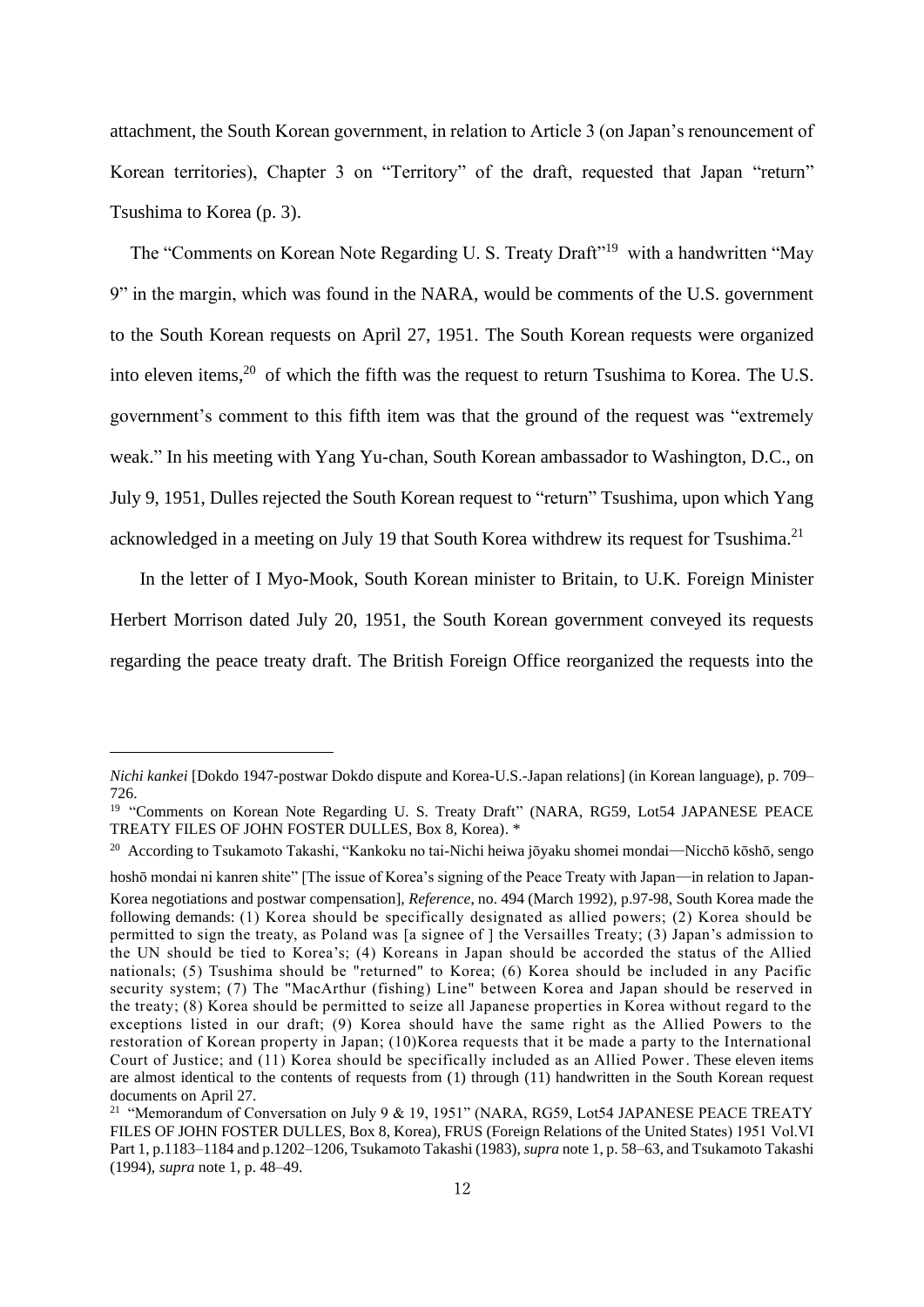attachment, the South Korean government, in relation to Article 3 (on Japan's renouncement of Korean territories), Chapter 3 on "Territory" of the draft, requested that Japan "return" Tsushima to Korea (p. 3).

The "Comments on Korean Note Regarding U. S. Treaty Draft"[19] with a handwritten "May 9" in the margin, which was found in the NARA, would be comments of the U.S. government to the South Korean requests on April 27, 1951. The South Korean requests were organized into eleven items,[20] of which the fifth was the request to return Tsushima to Korea. The U.S. government's comment to this fifth item was that the ground of the request was "extremely weak." In his meeting with Yang Yu-chan, South Korean ambassador to Washington, D.C., on July 9, 1951, Dulles rejected the South Korean request to "return" Tsushima, upon which Yang acknowledged in a meeting on July 19 that South Korea withdrew its request for Tsushima.[21]

In the letter of I Myo-Mook, South Korean minister to Britain, to U.K. Foreign Minister Herbert Morrison dated July 20, 1951, the South Korean government conveyed its requests regarding the peace treaty draft. The British Foreign Office reorganized the requests into the

---

*Nichi kankei* [Dokdo 1947-postwar Dokdo dispute and Korea-U.S.-Japan relations] (in Korean language), p. 709–726.

[19] "Comments on Korean Note Regarding U. S. Treaty Draft" (NARA, RG59, Lot54 JAPANESE PEACE TREATY FILES OF JOHN FOSTER DULLES, Box 8, Korea). *

[20] According to Tsukamoto Takashi, "Kankoku no tai-Nichi heiwa jōyaku shomei mondai—Nicchō kōshō, sengo hoshō mondai ni kanren shite" [The issue of Korea's signing of the Peace Treaty with Japan—in relation to Japan-Korea negotiations and postwar compensation], *Reference*, no. 494 (March 1992), p.97-98, South Korea made the following demands: (1) Korea should be specifically designated as allied powers; (2) Korea should be permitted to sign the treaty, as Poland was [a signee of ] the Versailles Treaty; (3) Japan's admission to the UN should be tied to Korea's; (4) Koreans in Japan should be accorded the status of the Allied nationals; (5) Tsushima should be "returned" to Korea; (6) Korea should be included in any Pacific security system; (7) The "MacArthur (fishing) Line" between Korea and Japan should be reserved in the treaty; (8) Korea should be permitted to seize all Japanese properties in Korea without regard to the exceptions listed in our draft; (9) Korea should have the same right as the Allied Powers to the restoration of Korean property in Japan; (10)Korea requests that it be made a party to the International Court of Justice; and (11) Korea should be specifically included as an Allied Power. These eleven items are almost identical to the contents of requests from (1) through (11) handwritten in the South Korean request documents on April 27.

[21] "Memorandum of Conversation on July 9 & 19, 1951" (NARA, RG59, Lot54 JAPANESE PEACE TREATY FILES OF JOHN FOSTER DULLES, Box 8, Korea), FRUS (Foreign Relations of the United States) 1951 Vol.VI Part 1, p.1183–1184 and p.1202–1206, Tsukamoto Takashi (1983), *supra* note 1, p. 58–63, and Tsukamoto Takashi (1994), *supra* note 1, p. 48–49.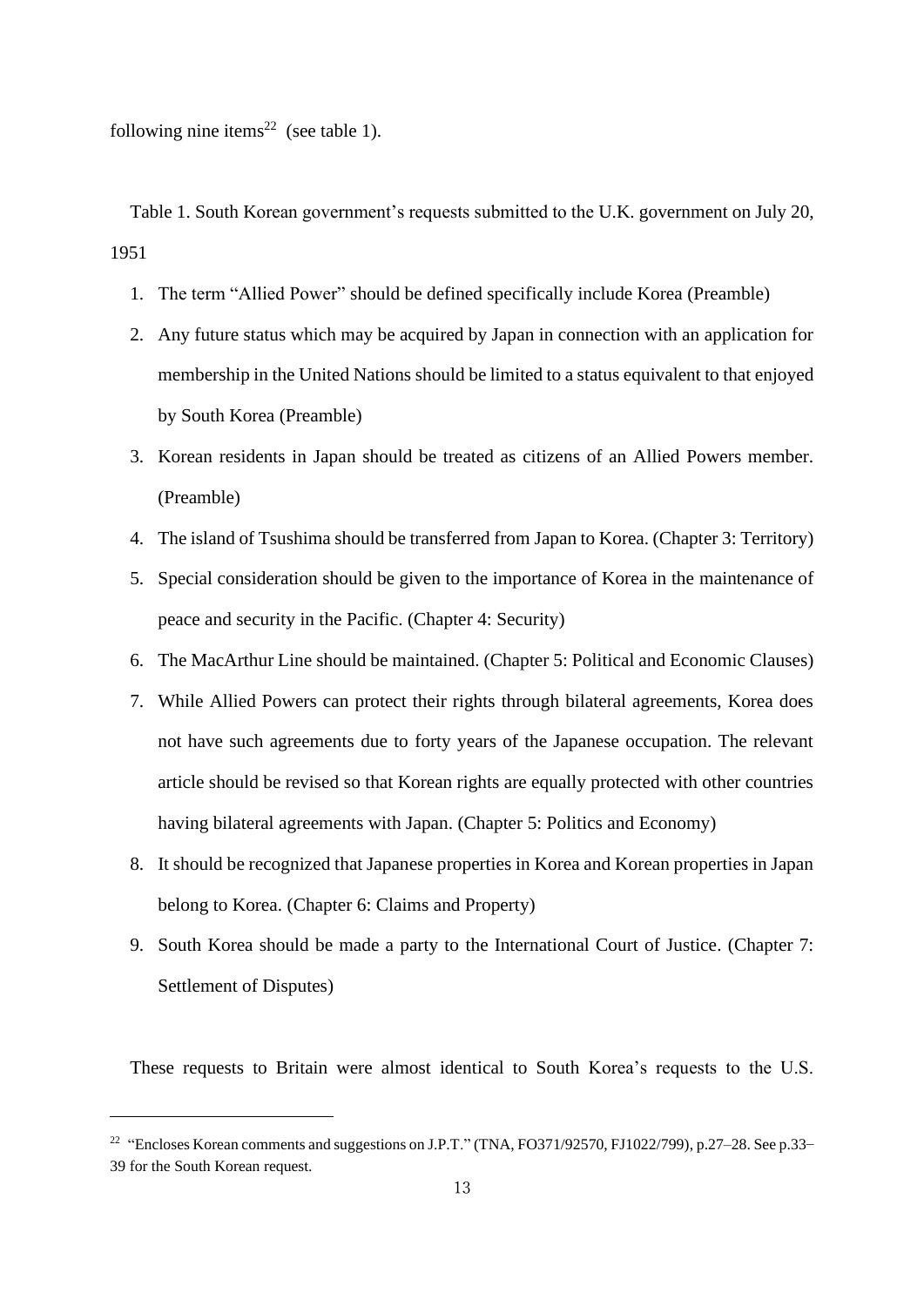following nine items[22] (see table 1).

Table 1. South Korean government's requests submitted to the U.K. government on July 20, 1951

1. The term "Allied Power" should be defined specifically include Korea (Preamble)
2. Any future status which may be acquired by Japan in connection with an application for membership in the United Nations should be limited to a status equivalent to that enjoyed by South Korea (Preamble)
3. Korean residents in Japan should be treated as citizens of an Allied Powers member. (Preamble)
4. The island of Tsushima should be transferred from Japan to Korea. (Chapter 3: Territory)
5. Special consideration should be given to the importance of Korea in the maintenance of peace and security in the Pacific. (Chapter 4: Security)
6. The MacArthur Line should be maintained. (Chapter 5: Political and Economic Clauses)
7. While Allied Powers can protect their rights through bilateral agreements, Korea does not have such agreements due to forty years of the Japanese occupation. The relevant article should be revised so that Korean rights are equally protected with other countries having bilateral agreements with Japan. (Chapter 5: Politics and Economy)
8. It should be recognized that Japanese properties in Korea and Korean properties in Japan belong to Korea. (Chapter 6: Claims and Property)
9. South Korea should be made a party to the International Court of Justice. (Chapter 7: Settlement of Disputes)

These requests to Britain were almost identical to South Korea's requests to the U.S.

[22] "Encloses Korean comments and suggestions on J.P.T." (TNA, FO371/92570, FJ1022/799), p.27–28. See p.33–39 for the South Korean request.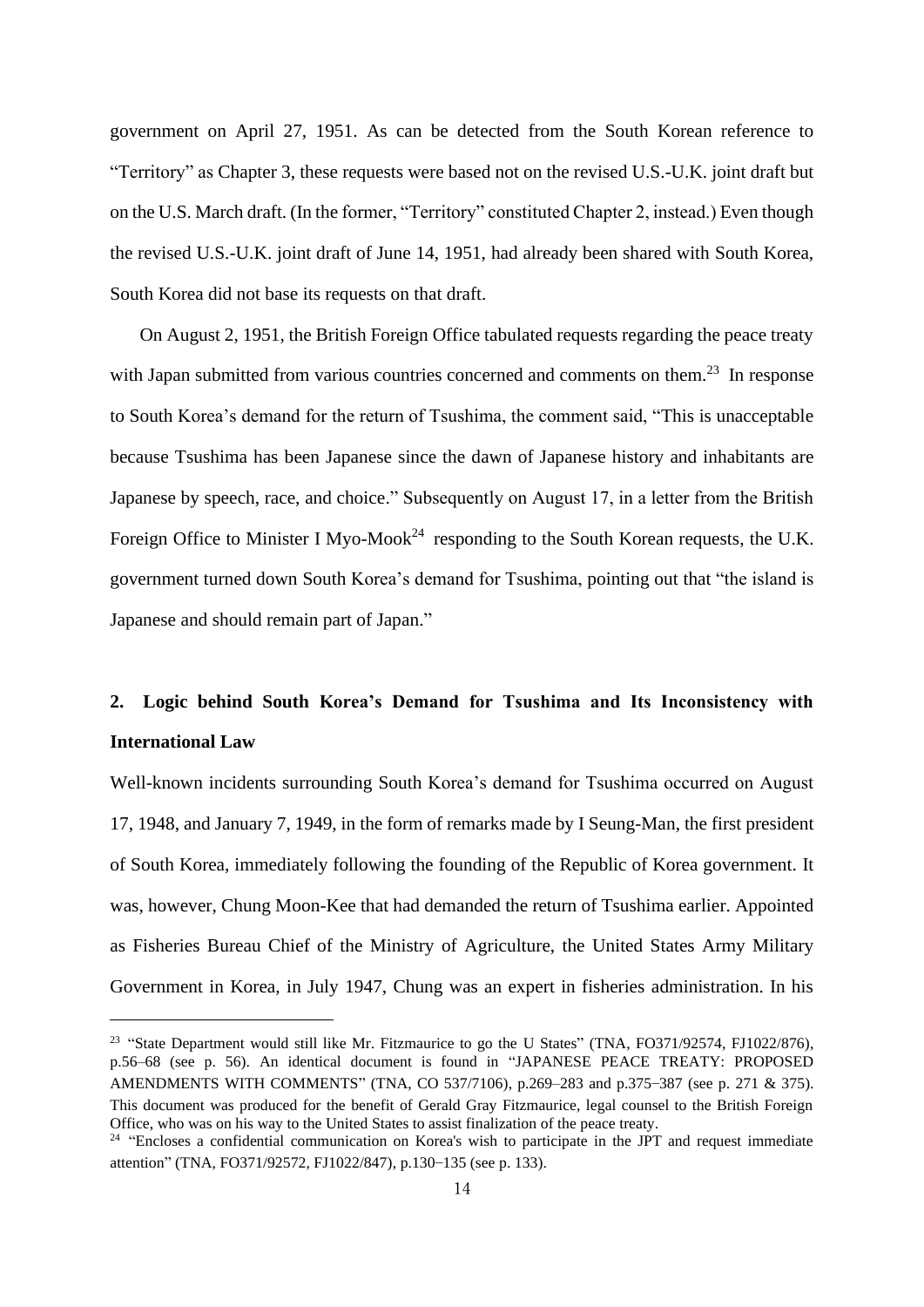government on April 27, 1951. As can be detected from the South Korean reference to "Territory" as Chapter 3, these requests were based not on the revised U.S.-U.K. joint draft but on the U.S. March draft. (In the former, "Territory" constituted Chapter 2, instead.) Even though the revised U.S.-U.K. joint draft of June 14, 1951, had already been shared with South Korea, South Korea did not base its requests on that draft.

On August 2, 1951, the British Foreign Office tabulated requests regarding the peace treaty with Japan submitted from various countries concerned and comments on them.[23] In response to South Korea's demand for the return of Tsushima, the comment said, "This is unacceptable because Tsushima has been Japanese since the dawn of Japanese history and inhabitants are Japanese by speech, race, and choice." Subsequently on August 17, in a letter from the British Foreign Office to Minister I Myo-Mook[24] responding to the South Korean requests, the U.K. government turned down South Korea's demand for Tsushima, pointing out that "the island is Japanese and should remain part of Japan."

## 2. Logic behind South Korea's Demand for Tsushima and Its Inconsistency with International Law

Well-known incidents surrounding South Korea's demand for Tsushima occurred on August 17, 1948, and January 7, 1949, in the form of remarks made by I Seung-Man, the first president of South Korea, immediately following the founding of the Republic of Korea government. It was, however, Chung Moon-Kee that had demanded the return of Tsushima earlier. Appointed as Fisheries Bureau Chief of the Ministry of Agriculture, the United States Army Military Government in Korea, in July 1947, Chung was an expert in fisheries administration. In his

---

[23] "State Department would still like Mr. Fitzmaurice to go the U States" (TNA, FO371/92574, FJ1022/876), p.56–68 (see p. 56). An identical document is found in "JAPANESE PEACE TREATY: PROPOSED AMENDMENTS WITH COMMENTS" (TNA, CO 537/7106), p.269–283 and p.375−387 (see p. 271 & 375). This document was produced for the benefit of Gerald Gray Fitzmaurice, legal counsel to the British Foreign Office, who was on his way to the United States to assist finalization of the peace treaty.

[24] "Encloses a confidential communication on Korea's wish to participate in the JPT and request immediate attention" (TNA, FO371/92572, FJ1022/847), p.130−135 (see p. 133).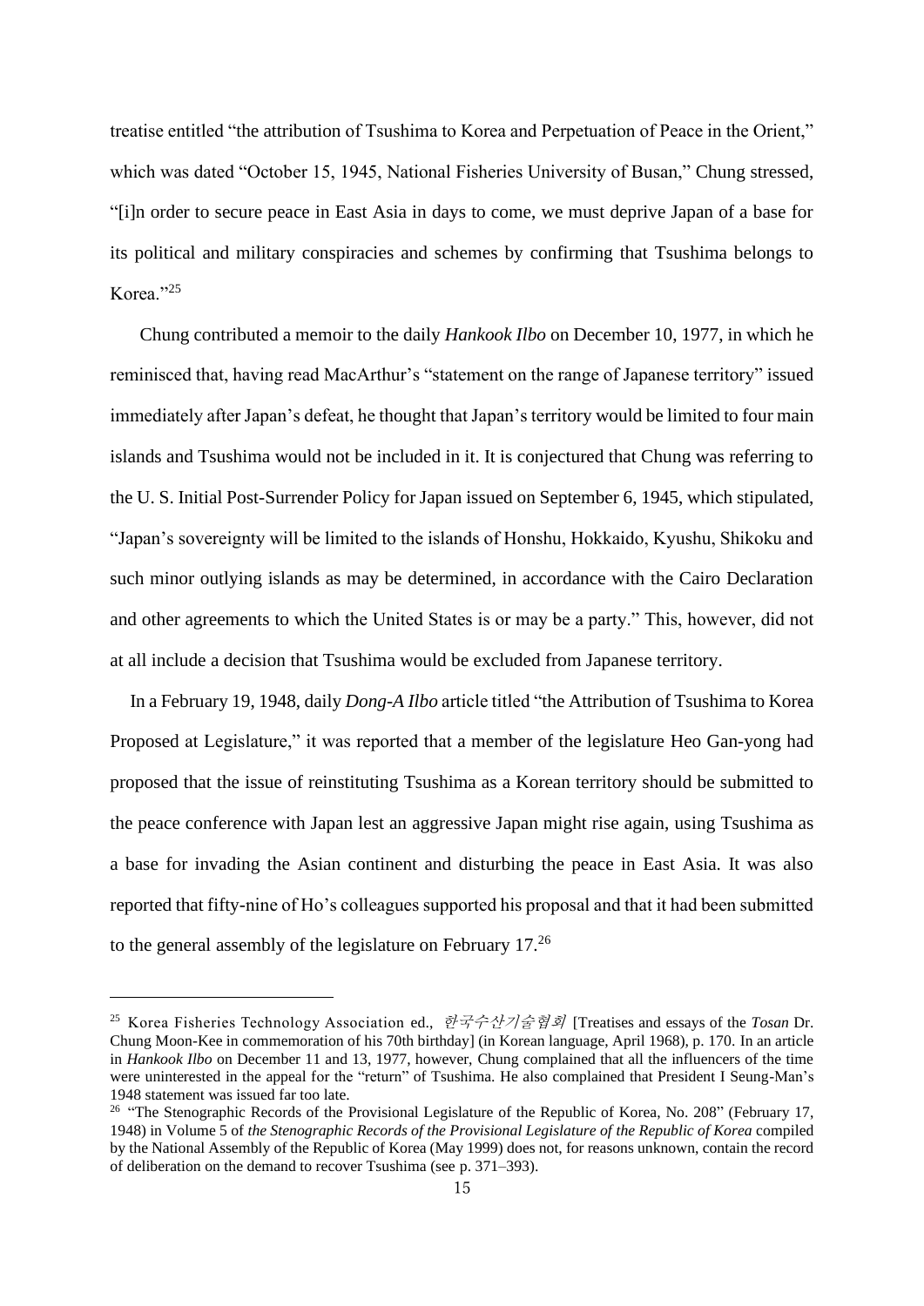treatise entitled "the attribution of Tsushima to Korea and Perpetuation of Peace in the Orient," which was dated "October 15, 1945, National Fisheries University of Busan," Chung stressed, "[i]n order to secure peace in East Asia in days to come, we must deprive Japan of a base for its political and military conspiracies and schemes by confirming that Tsushima belongs to Korea."[25]

Chung contributed a memoir to the daily *Hankook Ilbo* on December 10, 1977, in which he reminisced that, having read MacArthur's "statement on the range of Japanese territory" issued immediately after Japan's defeat, he thought that Japan's territory would be limited to four main islands and Tsushima would not be included in it. It is conjectured that Chung was referring to the U. S. Initial Post-Surrender Policy for Japan issued on September 6, 1945, which stipulated, "Japan's sovereignty will be limited to the islands of Honshu, Hokkaido, Kyushu, Shikoku and such minor outlying islands as may be determined, in accordance with the Cairo Declaration and other agreements to which the United States is or may be a party." This, however, did not at all include a decision that Tsushima would be excluded from Japanese territory.

In a February 19, 1948, daily *Dong-A Ilbo* article titled "the Attribution of Tsushima to Korea Proposed at Legislature," it was reported that a member of the legislature Heo Gan-yong had proposed that the issue of reinstituting Tsushima as a Korean territory should be submitted to the peace conference with Japan lest an aggressive Japan might rise again, using Tsushima as a base for invading the Asian continent and disturbing the peace in East Asia. It was also reported that fifty-nine of Ho's colleagues supported his proposal and that it had been submitted to the general assembly of the legislature on February 17.[26]

---

[25] Korea Fisheries Technology Association ed., *한국수산기술협회* [Treatises and essays of the *Tosan* Dr. Chung Moon-Kee in commemoration of his 70th birthday] (in Korean language, April 1968), p. 170. In an article in *Hankook Ilbo* on December 11 and 13, 1977, however, Chung complained that all the influencers of the time were uninterested in the appeal for the "return" of Tsushima. He also complained that President I Seung-Man's 1948 statement was issued far too late.

[26] "The Stenographic Records of the Provisional Legislature of the Republic of Korea, No. 208" (February 17, 1948) in Volume 5 of *the Stenographic Records of the Provisional Legislature of the Republic of Korea* compiled by the National Assembly of the Republic of Korea (May 1999) does not, for reasons unknown, contain the record of deliberation on the demand to recover Tsushima (see p. 371–393).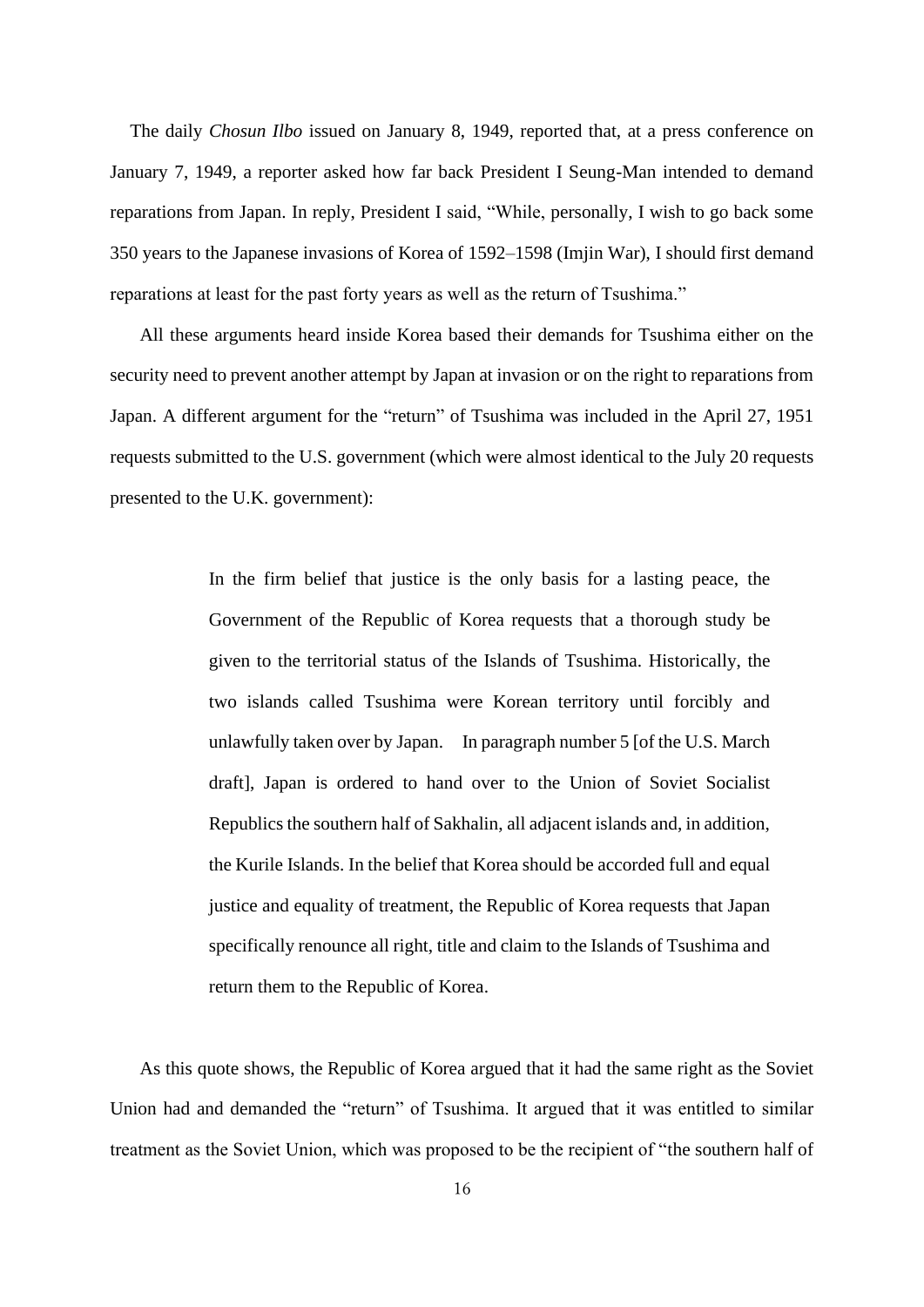The daily *Chosun Ilbo* issued on January 8, 1949, reported that, at a press conference on January 7, 1949, a reporter asked how far back President I Seung-Man intended to demand reparations from Japan. In reply, President I said, "While, personally, I wish to go back some 350 years to the Japanese invasions of Korea of 1592–1598 (Imjin War), I should first demand reparations at least for the past forty years as well as the return of Tsushima."

All these arguments heard inside Korea based their demands for Tsushima either on the security need to prevent another attempt by Japan at invasion or on the right to reparations from Japan. A different argument for the "return" of Tsushima was included in the April 27, 1951 requests submitted to the U.S. government (which were almost identical to the July 20 requests presented to the U.K. government):

> In the firm belief that justice is the only basis for a lasting peace, the Government of the Republic of Korea requests that a thorough study be given to the territorial status of the Islands of Tsushima. Historically, the two islands called Tsushima were Korean territory until forcibly and unlawfully taken over by Japan. In paragraph number 5 [of the U.S. March draft], Japan is ordered to hand over to the Union of Soviet Socialist Republics the southern half of Sakhalin, all adjacent islands and, in addition, the Kurile Islands. In the belief that Korea should be accorded full and equal justice and equality of treatment, the Republic of Korea requests that Japan specifically renounce all right, title and claim to the Islands of Tsushima and return them to the Republic of Korea.

As this quote shows, the Republic of Korea argued that it had the same right as the Soviet Union had and demanded the "return" of Tsushima. It argued that it was entitled to similar treatment as the Soviet Union, which was proposed to be the recipient of "the southern half of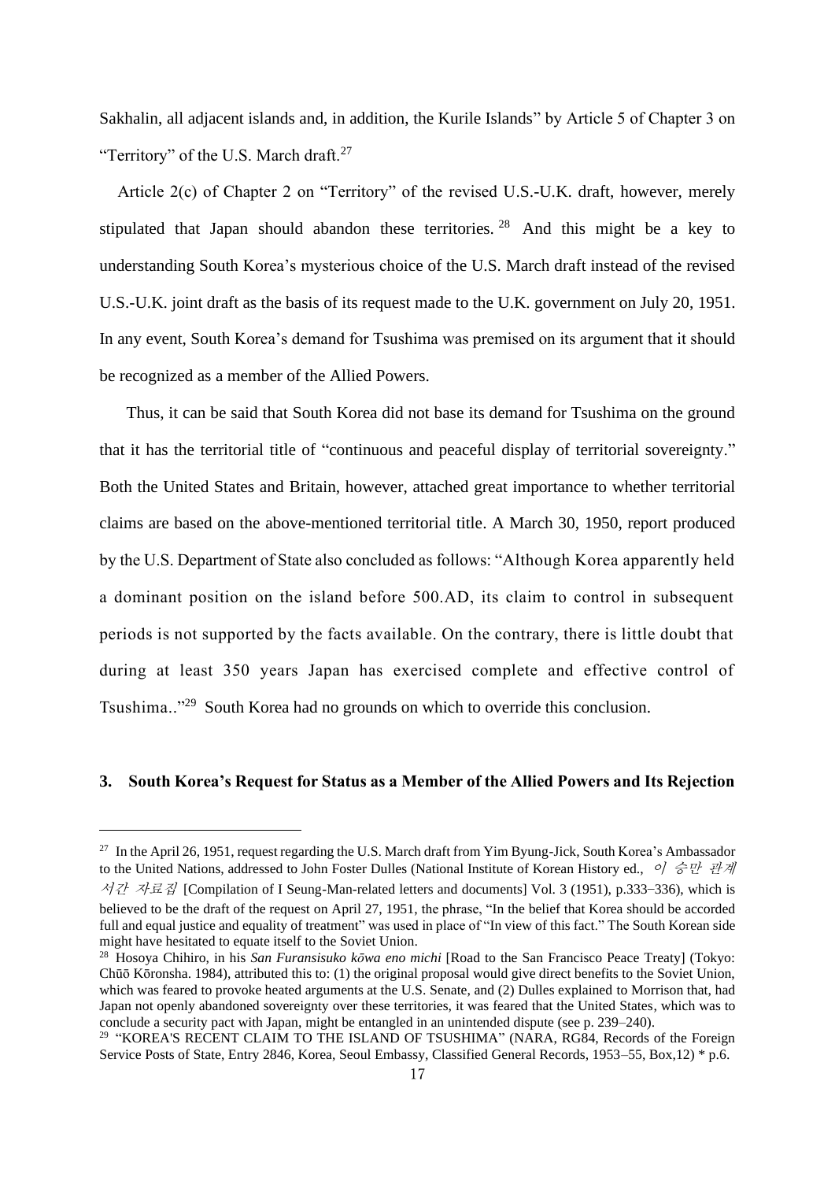Sakhalin, all adjacent islands and, in addition, the Kurile Islands" by Article 5 of Chapter 3 on "Territory" of the U.S. March draft.[27]

Article 2(c) of Chapter 2 on "Territory" of the revised U.S.-U.K. draft, however, merely stipulated that Japan should abandon these territories.[28] And this might be a key to understanding South Korea's mysterious choice of the U.S. March draft instead of the revised U.S.-U.K. joint draft as the basis of its request made to the U.K. government on July 20, 1951. In any event, South Korea's demand for Tsushima was premised on its argument that it should be recognized as a member of the Allied Powers.

Thus, it can be said that South Korea did not base its demand for Tsushima on the ground that it has the territorial title of "continuous and peaceful display of territorial sovereignty." Both the United States and Britain, however, attached great importance to whether territorial claims are based on the above-mentioned territorial title. A March 30, 1950, report produced by the U.S. Department of State also concluded as follows: "Although Korea apparently held a dominant position on the island before 500.AD, its claim to control in subsequent periods is not supported by the facts available. On the contrary, there is little doubt that during at least 350 years Japan has exercised complete and effective control of Tsushima.."[29] South Korea had no grounds on which to override this conclusion.

### 3. South Korea's Request for Status as a Member of the Allied Powers and Its Rejection

---

[27] In the April 26, 1951, request regarding the U.S. March draft from Yim Byung-Jick, South Korea's Ambassador to the United Nations, addressed to John Foster Dulles (National Institute of Korean History ed., *이 승만 관계 서간 자료집* [Compilation of I Seung-Man-related letters and documents] Vol. 3 (1951), p.333–336), which is believed to be the draft of the request on April 27, 1951, the phrase, "In the belief that Korea should be accorded full and equal justice and equality of treatment" was used in place of "In view of this fact." The South Korean side might have hesitated to equate itself to the Soviet Union.

[28] Hosoya Chihiro, in his *San Furansisuko kōwa eno michi* [Road to the San Francisco Peace Treaty] (Tokyo: Chūō Kōronsha. 1984), attributed this to: (1) the original proposal would give direct benefits to the Soviet Union, which was feared to provoke heated arguments at the U.S. Senate, and (2) Dulles explained to Morrison that, had Japan not openly abandoned sovereignty over these territories, it was feared that the United States, which was to conclude a security pact with Japan, might be entangled in an unintended dispute (see p. 239–240).

[29] "KOREA'S RECENT CLAIM TO THE ISLAND OF TSUSHIMA" (NARA, RG84, Records of the Foreign Service Posts of State, Entry 2846, Korea, Seoul Embassy, Classified General Records, 1953–55, Box,12) * p.6.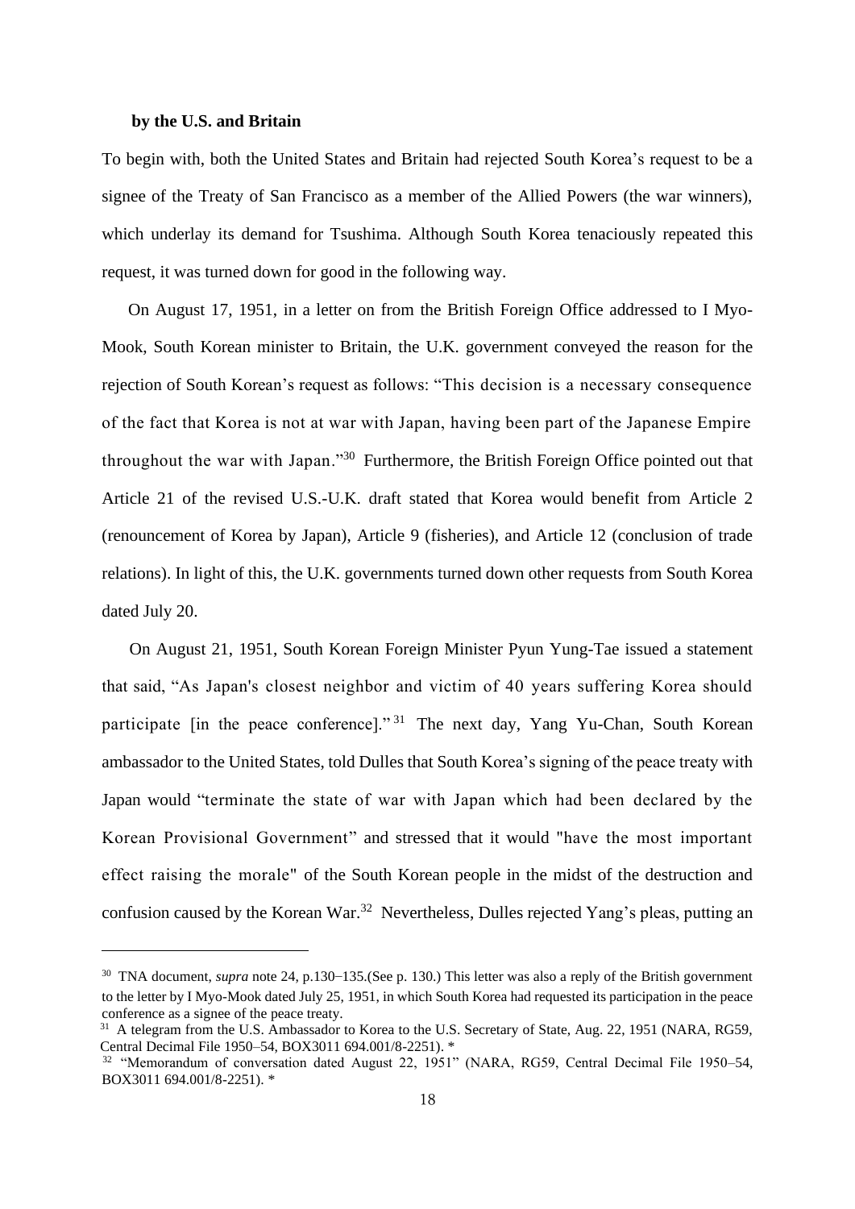**by the U.S. and Britain**

To begin with, both the United States and Britain had rejected South Korea's request to be a signee of the Treaty of San Francisco as a member of the Allied Powers (the war winners), which underlay its demand for Tsushima. Although South Korea tenaciously repeated this request, it was turned down for good in the following way.

On August 17, 1951, in a letter on from the British Foreign Office addressed to I Myo-Mook, South Korean minister to Britain, the U.K. government conveyed the reason for the rejection of South Korean's request as follows: "This decision is a necessary consequence of the fact that Korea is not at war with Japan, having been part of the Japanese Empire throughout the war with Japan."[30] Furthermore, the British Foreign Office pointed out that Article 21 of the revised U.S.-U.K. draft stated that Korea would benefit from Article 2 (renouncement of Korea by Japan), Article 9 (fisheries), and Article 12 (conclusion of trade relations). In light of this, the U.K. governments turned down other requests from South Korea dated July 20.

On August 21, 1951, South Korean Foreign Minister Pyun Yung-Tae issued a statement that said, "As Japan's closest neighbor and victim of 40 years suffering Korea should participate [in the peace conference]."[31] The next day, Yang Yu-Chan, South Korean ambassador to the United States, told Dulles that South Korea's signing of the peace treaty with Japan would "terminate the state of war with Japan which had been declared by the Korean Provisional Government" and stressed that it would "have the most important effect raising the morale" of the South Korean people in the midst of the destruction and confusion caused by the Korean War.[32] Nevertheless, Dulles rejected Yang's pleas, putting an

---

[30] TNA document, *supra* note 24, p.130–135.(See p. 130.) This letter was also a reply of the British government to the letter by I Myo-Mook dated July 25, 1951, in which South Korea had requested its participation in the peace conference as a signee of the peace treaty.

[31] A telegram from the U.S. Ambassador to Korea to the U.S. Secretary of State, Aug. 22, 1951 (NARA, RG59, Central Decimal File 1950–54, BOX3011 694.001/8-2251). *

[32] "Memorandum of conversation dated August 22, 1951" (NARA, RG59, Central Decimal File 1950–54, BOX3011 694.001/8-2251). *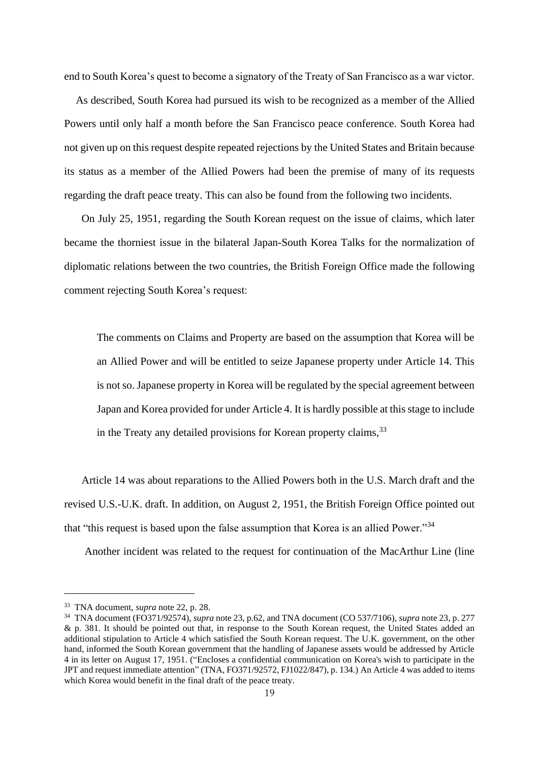end to South Korea's quest to become a signatory of the Treaty of San Francisco as a war victor.

As described, South Korea had pursued its wish to be recognized as a member of the Allied Powers until only half a month before the San Francisco peace conference. South Korea had not given up on this request despite repeated rejections by the United States and Britain because its status as a member of the Allied Powers had been the premise of many of its requests regarding the draft peace treaty. This can also be found from the following two incidents.

On July 25, 1951, regarding the South Korean request on the issue of claims, which later became the thorniest issue in the bilateral Japan-South Korea Talks for the normalization of diplomatic relations between the two countries, the British Foreign Office made the following comment rejecting South Korea's request:

> The comments on Claims and Property are based on the assumption that Korea will be an Allied Power and will be entitled to seize Japanese property under Article 14. This is not so. Japanese property in Korea will be regulated by the special agreement between Japan and Korea provided for under Article 4. It is hardly possible at this stage to include in the Treaty any detailed provisions for Korean property claims,[33]

Article 14 was about reparations to the Allied Powers both in the U.S. March draft and the revised U.S.-U.K. draft. In addition, on August 2, 1951, the British Foreign Office pointed out that "this request is based upon the false assumption that Korea is an allied Power."[34]

Another incident was related to the request for continuation of the MacArthur Line (line

---

[33] TNA document, *supra* note 22, p. 28.

[34] TNA document (FO371/92574), *supra* note 23, p.62, and TNA document (CO 537/7106), *supra* note 23, p. 277 & p. 381. It should be pointed out that, in response to the South Korean request, the United States added an additional stipulation to Article 4 which satisfied the South Korean request. The U.K. government, on the other hand, informed the South Korean government that the handling of Japanese assets would be addressed by Article 4 in its letter on August 17, 1951. ("Encloses a confidential communication on Korea's wish to participate in the JPT and request immediate attention" (TNA, FO371/92572, FJ1022/847), p. 134.) An Article 4 was added to items which Korea would benefit in the final draft of the peace treaty.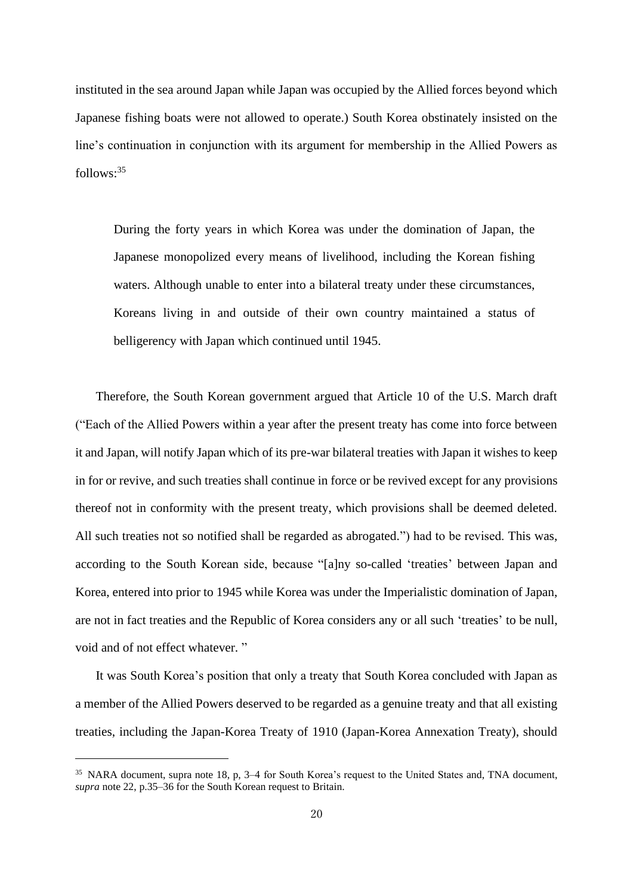instituted in the sea around Japan while Japan was occupied by the Allied forces beyond which Japanese fishing boats were not allowed to operate.) South Korea obstinately insisted on the line's continuation in conjunction with its argument for membership in the Allied Powers as follows:[35]

> During the forty years in which Korea was under the domination of Japan, the Japanese monopolized every means of livelihood, including the Korean fishing waters. Although unable to enter into a bilateral treaty under these circumstances, Koreans living in and outside of their own country maintained a status of belligerency with Japan which continued until 1945.

Therefore, the South Korean government argued that Article 10 of the U.S. March draft ("Each of the Allied Powers within a year after the present treaty has come into force between it and Japan, will notify Japan which of its pre-war bilateral treaties with Japan it wishes to keep in for or revive, and such treaties shall continue in force or be revived except for any provisions thereof not in conformity with the present treaty, which provisions shall be deemed deleted. All such treaties not so notified shall be regarded as abrogated.") had to be revised. This was, according to the South Korean side, because "[a]ny so-called 'treaties' between Japan and Korea, entered into prior to 1945 while Korea was under the Imperialistic domination of Japan, are not in fact treaties and the Republic of Korea considers any or all such 'treaties' to be null, void and of not effect whatever. "

It was South Korea's position that only a treaty that South Korea concluded with Japan as a member of the Allied Powers deserved to be regarded as a genuine treaty and that all existing treaties, including the Japan-Korea Treaty of 1910 (Japan-Korea Annexation Treaty), should

---

[35] NARA document, supra note 18, p, 3–4 for South Korea's request to the United States and, TNA document, *supra* note 22, p.35–36 for the South Korean request to Britain.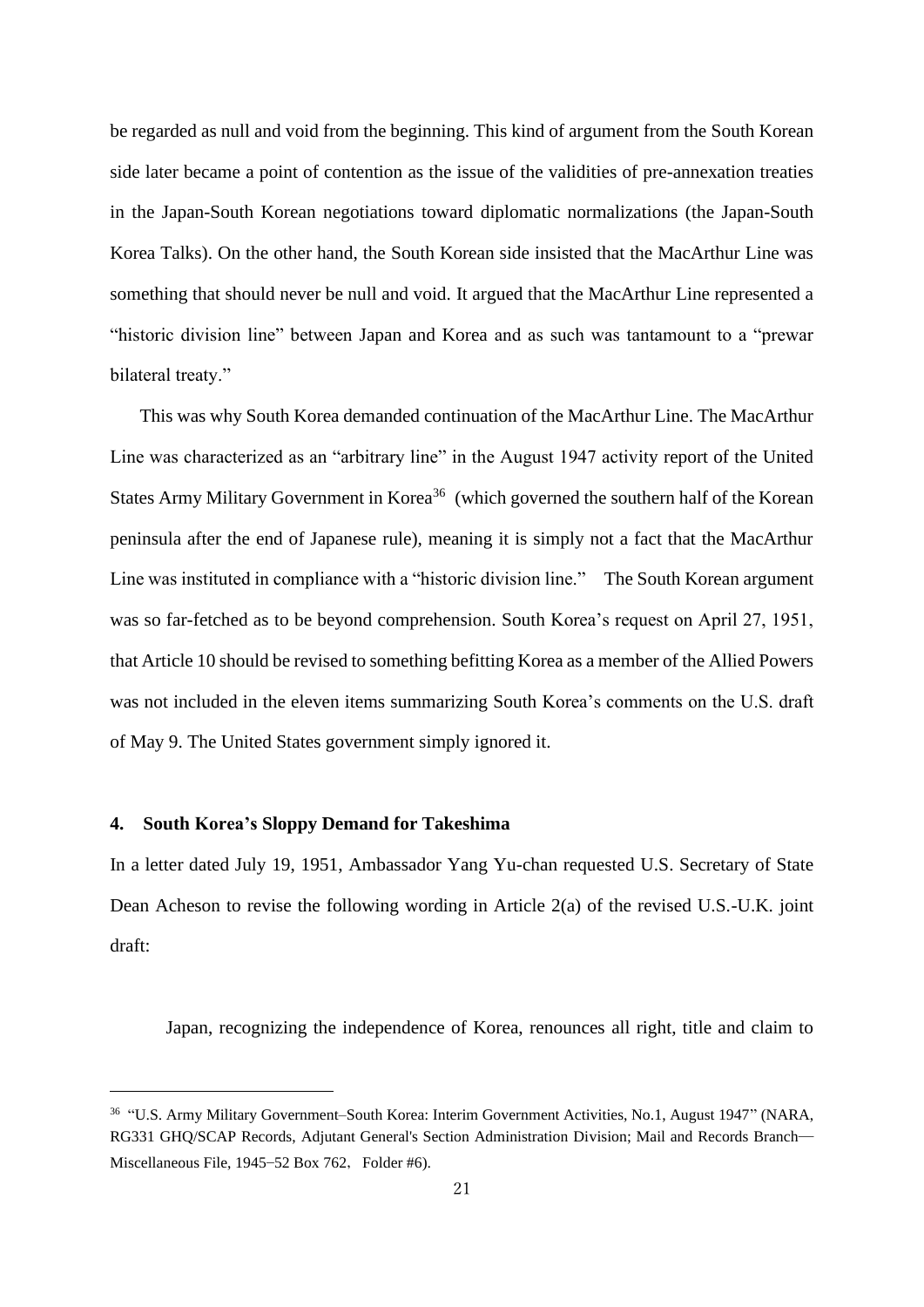be regarded as null and void from the beginning. This kind of argument from the South Korean side later became a point of contention as the issue of the validities of pre-annexation treaties in the Japan-South Korean negotiations toward diplomatic normalizations (the Japan-South Korea Talks). On the other hand, the South Korean side insisted that the MacArthur Line was something that should never be null and void. It argued that the MacArthur Line represented a "historic division line" between Japan and Korea and as such was tantamount to a "prewar bilateral treaty."

This was why South Korea demanded continuation of the MacArthur Line. The MacArthur Line was characterized as an "arbitrary line" in the August 1947 activity report of the United States Army Military Government in Korea[36] (which governed the southern half of the Korean peninsula after the end of Japanese rule), meaning it is simply not a fact that the MacArthur Line was instituted in compliance with a "historic division line." The South Korean argument was so far-fetched as to be beyond comprehension. South Korea's request on April 27, 1951, that Article 10 should be revised to something befitting Korea as a member of the Allied Powers was not included in the eleven items summarizing South Korea's comments on the U.S. draft of May 9. The United States government simply ignored it.

## 4. South Korea's Sloppy Demand for Takeshima

In a letter dated July 19, 1951, Ambassador Yang Yu-chan requested U.S. Secretary of State Dean Acheson to revise the following wording in Article 2(a) of the revised U.S.-U.K. joint draft:

> Japan, recognizing the independence of Korea, renounces all right, title and claim to

---

[36] "U.S. Army Military Government–South Korea: Interim Government Activities, No.1, August 1947" (NARA, RG331 GHQ/SCAP Records, Adjutant General's Section Administration Division; Mail and Records Branch—Miscellaneous File, 1945−52 Box 762, Folder #6).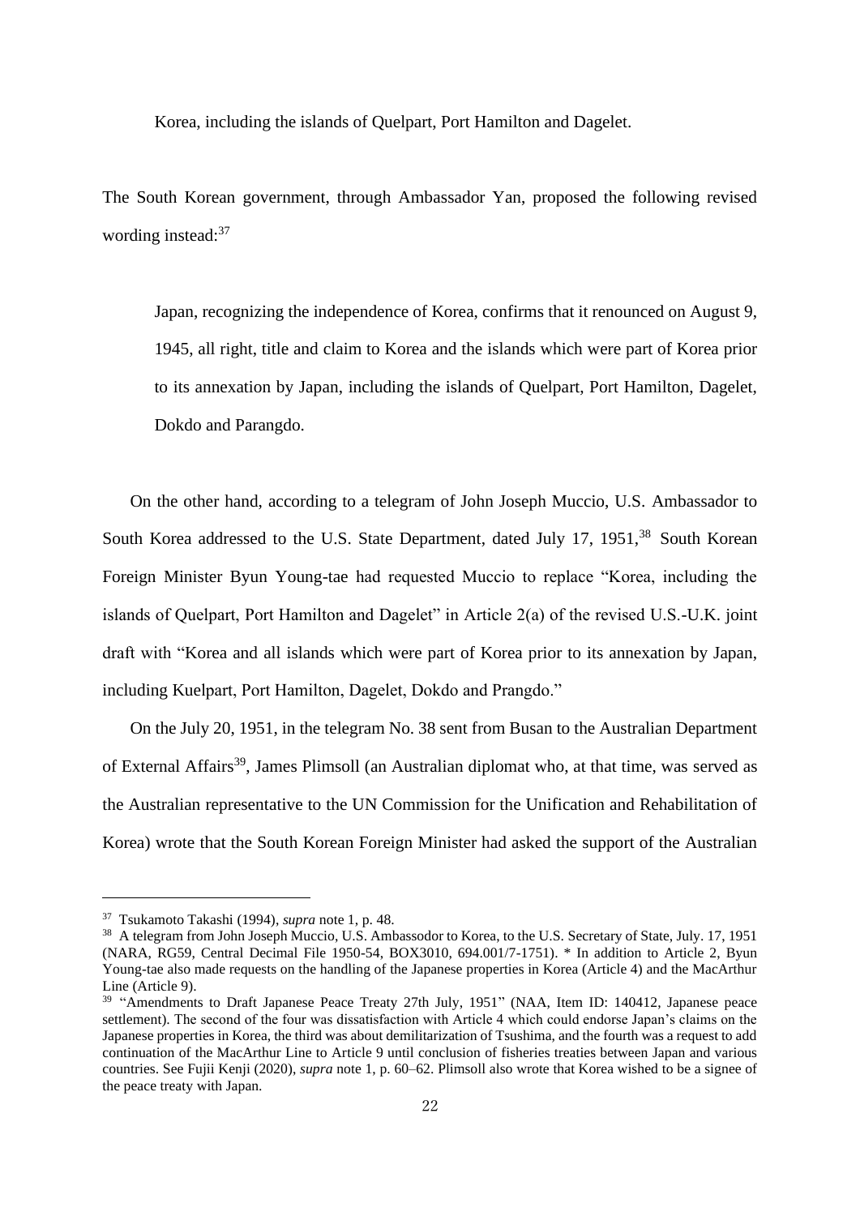> Korea, including the islands of Quelpart, Port Hamilton and Dagelet.

The South Korean government, through Ambassador Yan, proposed the following revised wording instead:[37]

> Japan, recognizing the independence of Korea, confirms that it renounced on August 9, 1945, all right, title and claim to Korea and the islands which were part of Korea prior to its annexation by Japan, including the islands of Quelpart, Port Hamilton, Dagelet, Dokdo and Parangdo.

On the other hand, according to a telegram of John Joseph Muccio, U.S. Ambassador to South Korea addressed to the U.S. State Department, dated July 17, 1951,[38] South Korean Foreign Minister Byun Young-tae had requested Muccio to replace "Korea, including the islands of Quelpart, Port Hamilton and Dagelet" in Article 2(a) of the revised U.S.-U.K. joint draft with "Korea and all islands which were part of Korea prior to its annexation by Japan, including Kuelpart, Port Hamilton, Dagelet, Dokdo and Prangdo."

On the July 20, 1951, in the telegram No. 38 sent from Busan to the Australian Department of External Affairs[39], James Plimsoll (an Australian diplomat who, at that time, was served as the Australian representative to the UN Commission for the Unification and Rehabilitation of Korea) wrote that the South Korean Foreign Minister had asked the support of the Australian

---

[37] Tsukamoto Takashi (1994), *supra* note 1, p. 48.

[38] A telegram from John Joseph Muccio, U.S. Ambassodor to Korea, to the U.S. Secretary of State, July. 17, 1951 (NARA, RG59, Central Decimal File 1950-54, BOX3010, 694.001/7-1751). * In addition to Article 2, Byun Young-tae also made requests on the handling of the Japanese properties in Korea (Article 4) and the MacArthur Line (Article 9).

[39] "Amendments to Draft Japanese Peace Treaty 27th July, 1951" (NAA, Item ID: 140412, Japanese peace settlement). The second of the four was dissatisfaction with Article 4 which could endorse Japan's claims on the Japanese properties in Korea, the third was about demilitarization of Tsushima, and the fourth was a request to add continuation of the MacArthur Line to Article 9 until conclusion of fisheries treaties between Japan and various countries. See Fujii Kenji (2020), *supra* note 1, p. 60–62. Plimsoll also wrote that Korea wished to be a signee of the peace treaty with Japan.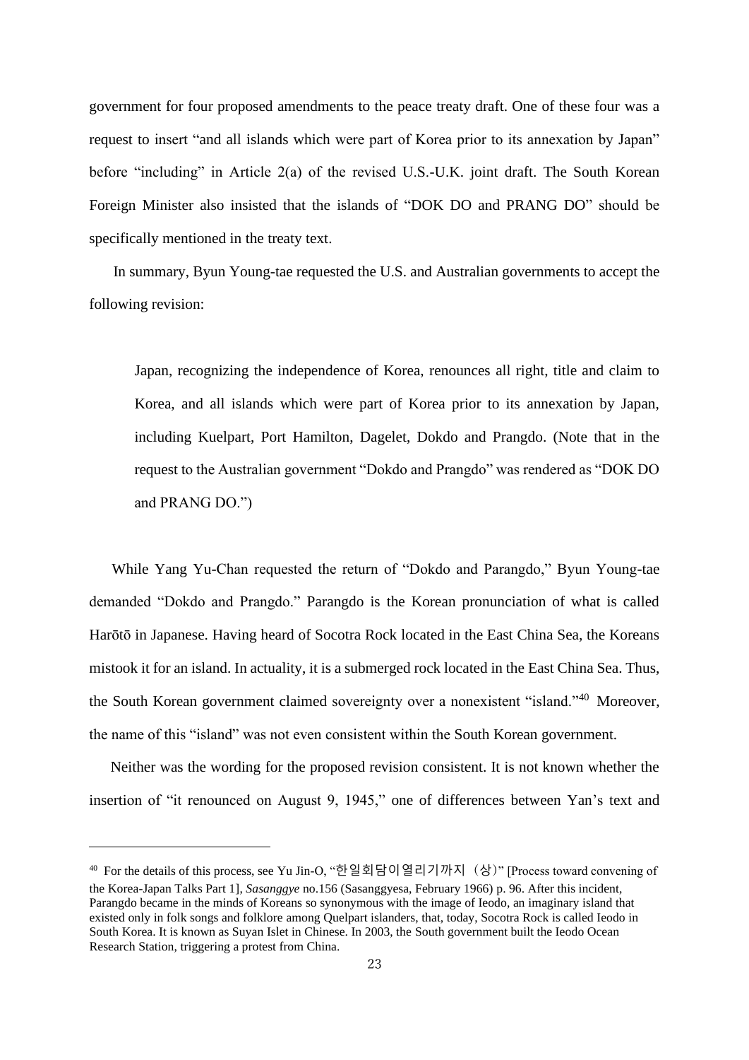government for four proposed amendments to the peace treaty draft. One of these four was a request to insert "and all islands which were part of Korea prior to its annexation by Japan" before "including" in Article 2(a) of the revised U.S.-U.K. joint draft. The South Korean Foreign Minister also insisted that the islands of "DOK DO and PRANG DO" should be specifically mentioned in the treaty text.

In summary, Byun Young-tae requested the U.S. and Australian governments to accept the following revision:

> Japan, recognizing the independence of Korea, renounces all right, title and claim to Korea, and all islands which were part of Korea prior to its annexation by Japan, including Kuelpart, Port Hamilton, Dagelet, Dokdo and Prangdo. (Note that in the request to the Australian government "Dokdo and Prangdo" was rendered as "DOK DO and PRANG DO.")

While Yang Yu-Chan requested the return of "Dokdo and Parangdo," Byun Young-tae demanded "Dokdo and Prangdo." Parangdo is the Korean pronunciation of what is called Harōtō in Japanese. Having heard of Socotra Rock located in the East China Sea, the Koreans mistook it for an island. In actuality, it is a submerged rock located in the East China Sea. Thus, the South Korean government claimed sovereignty over a nonexistent "island."[40] Moreover, the name of this "island" was not even consistent within the South Korean government.

Neither was the wording for the proposed revision consistent. It is not known whether the insertion of "it renounced on August 9, 1945," one of differences between Yan's text and

---

[40] For the details of this process, see Yu Jin-O, "한일회담이열리기까지（상）" [Process toward convening of the Korea-Japan Talks Part 1], *Sasanggye* no.156 (Sasanggyesa, February 1966) p. 96. After this incident, Parangdo became in the minds of Koreans so synonymous with the image of Ieodo, an imaginary island that existed only in folk songs and folklore among Quelpart islanders, that, today, Socotra Rock is called Ieodo in South Korea. It is known as Suyan Islet in Chinese. In 2003, the South government built the Ieodo Ocean Research Station, triggering a protest from China.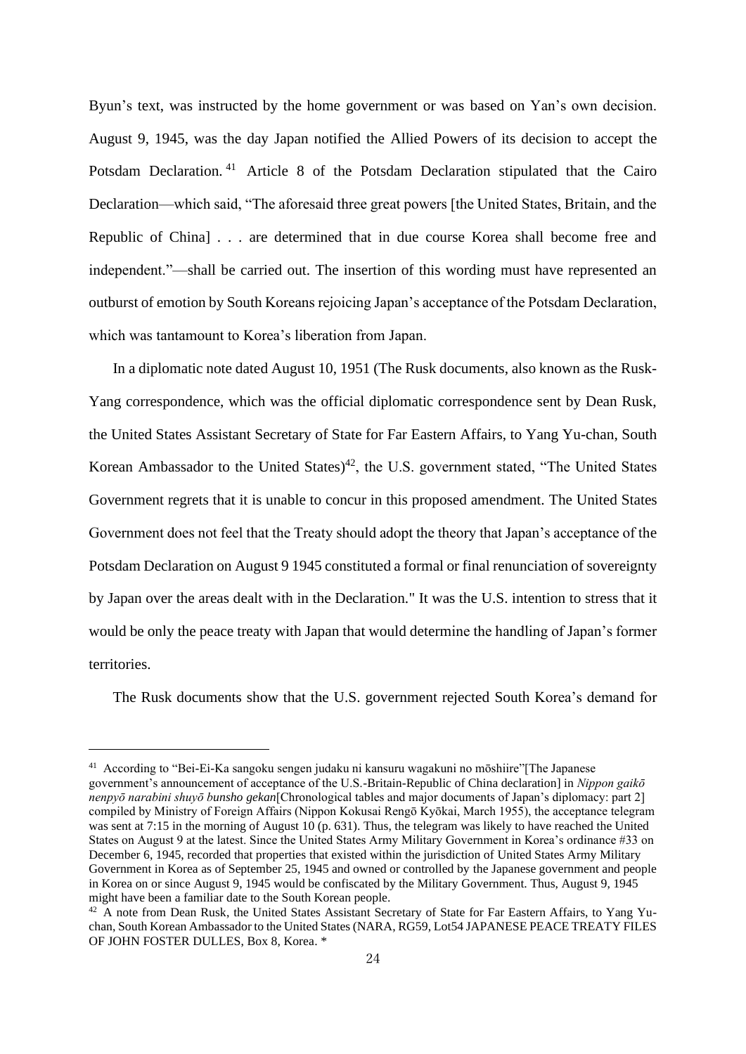Byun's text, was instructed by the home government or was based on Yan's own decision. August 9, 1945, was the day Japan notified the Allied Powers of its decision to accept the Potsdam Declaration.[41] Article 8 of the Potsdam Declaration stipulated that the Cairo Declaration—which said, "The aforesaid three great powers [the United States, Britain, and the Republic of China] . . . are determined that in due course Korea shall become free and independent."—shall be carried out. The insertion of this wording must have represented an outburst of emotion by South Koreans rejoicing Japan's acceptance of the Potsdam Declaration, which was tantamount to Korea's liberation from Japan.

In a diplomatic note dated August 10, 1951 (The Rusk documents, also known as the Rusk-Yang correspondence, which was the official diplomatic correspondence sent by Dean Rusk, the United States Assistant Secretary of State for Far Eastern Affairs, to Yang Yu-chan, South Korean Ambassador to the United States)[42], the U.S. government stated, "The United States Government regrets that it is unable to concur in this proposed amendment. The United States Government does not feel that the Treaty should adopt the theory that Japan's acceptance of the Potsdam Declaration on August 9 1945 constituted a formal or final renunciation of sovereignty by Japan over the areas dealt with in the Declaration." It was the U.S. intention to stress that it would be only the peace treaty with Japan that would determine the handling of Japan's former territories.

The Rusk documents show that the U.S. government rejected South Korea's demand for

---

[41] According to "Bei-Ei-Ka sangoku sengen judaku ni kansuru wagakuni no mōshiire"[The Japanese government's announcement of acceptance of the U.S.-Britain-Republic of China declaration] in *Nippon gaikō nenpyō narabini shuyō bunsho gekan*[Chronological tables and major documents of Japan's diplomacy: part 2] compiled by Ministry of Foreign Affairs (Nippon Kokusai Rengō Kyōkai, March 1955), the acceptance telegram was sent at 7:15 in the morning of August 10 (p. 631). Thus, the telegram was likely to have reached the United States on August 9 at the latest. Since the United States Army Military Government in Korea's ordinance #33 on December 6, 1945, recorded that properties that existed within the jurisdiction of United States Army Military Government in Korea as of September 25, 1945 and owned or controlled by the Japanese government and people in Korea on or since August 9, 1945 would be confiscated by the Military Government. Thus, August 9, 1945 might have been a familiar date to the South Korean people.

[42] A note from Dean Rusk, the United States Assistant Secretary of State for Far Eastern Affairs, to Yang Yu-chan, South Korean Ambassador to the United States (NARA, RG59, Lot54 JAPANESE PEACE TREATY FILES OF JOHN FOSTER DULLES, Box 8, Korea. *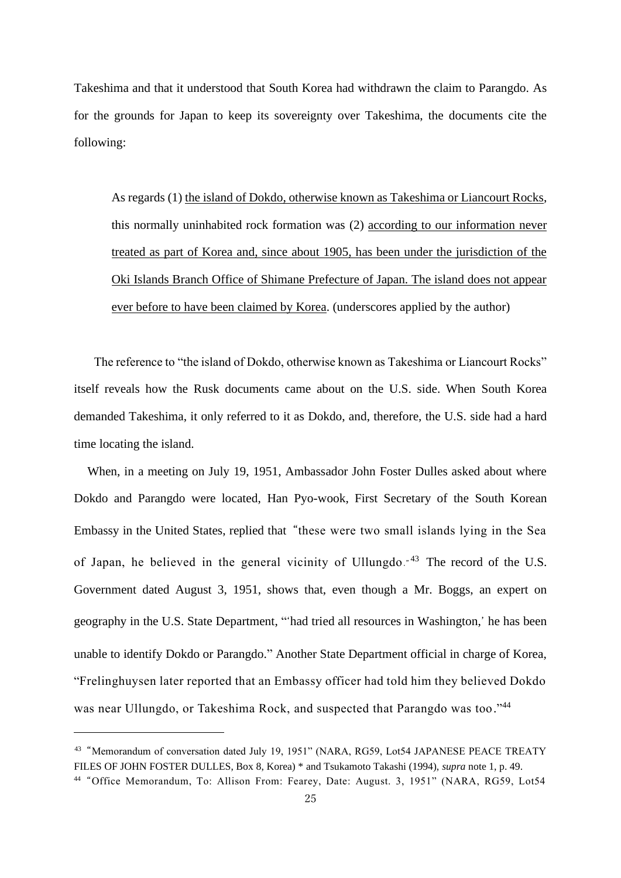Takeshima and that it understood that South Korea had withdrawn the claim to Parangdo. As for the grounds for Japan to keep its sovereignty over Takeshima, the documents cite the following:

> As regards (1) <u>the island of Dokdo, otherwise known as Takeshima or Liancourt Rocks</u>, this normally uninhabited rock formation was (2) <u>according to our information never treated as part of Korea and, since about 1905, has been under the jurisdiction of the Oki Islands Branch Office of Shimane Prefecture of Japan. The island does not appear ever before to have been claimed by Korea</u>. (underscores applied by the author)

The reference to "the island of Dokdo, otherwise known as Takeshima or Liancourt Rocks" itself reveals how the Rusk documents came about on the U.S. side. When South Korea demanded Takeshima, it only referred to it as Dokdo, and, therefore, the U.S. side had a hard time locating the island.

When, in a meeting on July 19, 1951, Ambassador John Foster Dulles asked about where Dokdo and Parangdo were located, Han Pyo-wook, First Secretary of the South Korean Embassy in the United States, replied that "these were two small islands lying in the Sea of Japan, he believed in the general vicinity of Ullungdo."[43] The record of the U.S. Government dated August 3, 1951, shows that, even though a Mr. Boggs, an expert on geography in the U.S. State Department, "'had tried all resources in Washington,' he has been unable to identify Dokdo or Parangdo." Another State Department official in charge of Korea, "Frelinghuysen later reported that an Embassy officer had told him they believed Dokdo was near Ullungdo, or Takeshima Rock, and suspected that Parangdo was too."[44]

---

[43] "Memorandum of conversation dated July 19, 1951" (NARA, RG59, Lot54 JAPANESE PEACE TREATY FILES OF JOHN FOSTER DULLES, Box 8, Korea) * and Tsukamoto Takashi (1994), *supra* note 1, p. 49.

[44] "Office Memorandum, To: Allison From: Fearey, Date: August. 3, 1951" (NARA, RG59, Lot54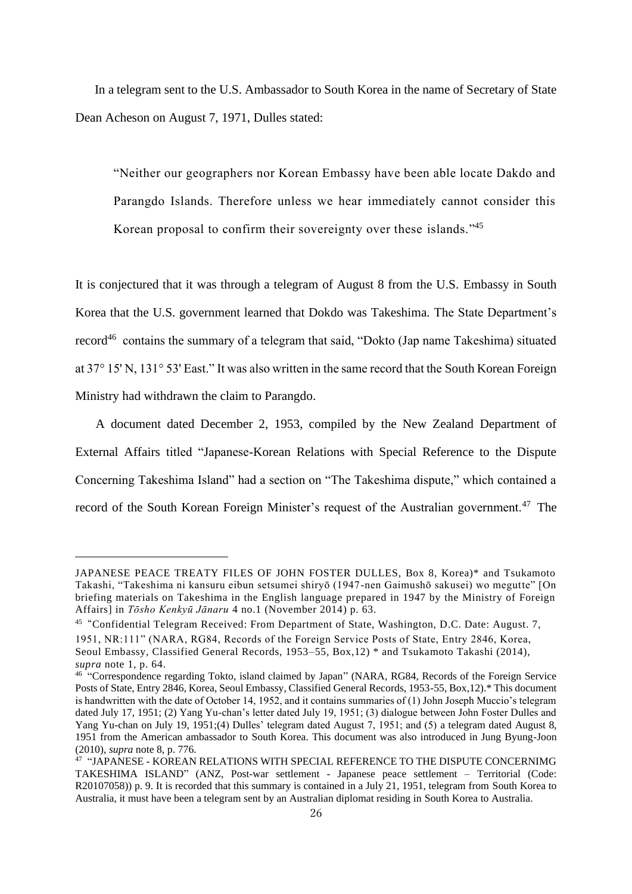In a telegram sent to the U.S. Ambassador to South Korea in the name of Secretary of State Dean Acheson on August 7, 1971, Dulles stated:

> "Neither our geographers nor Korean Embassy have been able locate Dakdo and Parangdo Islands. Therefore unless we hear immediately cannot consider this Korean proposal to confirm their sovereignty over these islands."[45]

It is conjectured that it was through a telegram of August 8 from the U.S. Embassy in South Korea that the U.S. government learned that Dokdo was Takeshima. The State Department's record[46] contains the summary of a telegram that said, "Dokto (Jap name Takeshima) situated at 37° 15' N, 131° 53' East." It was also written in the same record that the South Korean Foreign Ministry had withdrawn the claim to Parangdo.

A document dated December 2, 1953, compiled by the New Zealand Department of External Affairs titled "Japanese-Korean Relations with Special Reference to the Dispute Concerning Takeshima Island" had a section on "The Takeshima dispute," which contained a record of the South Korean Foreign Minister's request of the Australian government.[47] The

---

JAPANESE PEACE TREATY FILES OF JOHN FOSTER DULLES, Box 8, Korea)* and Tsukamoto Takashi, "Takeshima ni kansuru eibun setsumei shiryō (1947-nen Gaimushō sakusei) wo megutte" [On briefing materials on Takeshima in the English language prepared in 1947 by the Ministry of Foreign Affairs] in *Tōsho Kenkyū Jānaru* 4 no.1 (November 2014) p. 63.

[45] "Confidential Telegram Received: From Department of State, Washington, D.C. Date: August. 7, 1951, NR:111" (NARA, RG84, Records of the Foreign Service Posts of State, Entry 2846, Korea, Seoul Embassy, Classified General Records, 1953–55, Box,12) * and Tsukamoto Takashi (2014), *supra* note 1, p. 64.

[46] "Correspondence regarding Tokto, island claimed by Japan" (NARA, RG84, Records of the Foreign Service Posts of State, Entry 2846, Korea, Seoul Embassy, Classified General Records, 1953-55, Box,12).* This document is handwritten with the date of October 14, 1952, and it contains summaries of (1) John Joseph Muccio's telegram dated July 17, 1951; (2) Yang Yu-chan's letter dated July 19, 1951; (3) dialogue between John Foster Dulles and Yang Yu-chan on July 19, 1951;(4) Dulles' telegram dated August 7, 1951; and (5) a telegram dated August 8, 1951 from the American ambassador to South Korea. This document was also introduced in Jung Byung-Joon (2010), *supra* note 8, p. 776.

[47] "JAPANESE - KOREAN RELATIONS WITH SPECIAL REFERENCE TO THE DISPUTE CONCERNIMG TAKESHIMA ISLAND" (ANZ, Post-war settlement - Japanese peace settlement – Territorial (Code: R20107058)) p. 9. It is recorded that this summary is contained in a July 21, 1951, telegram from South Korea to Australia, it must have been a telegram sent by an Australian diplomat residing in South Korea to Australia.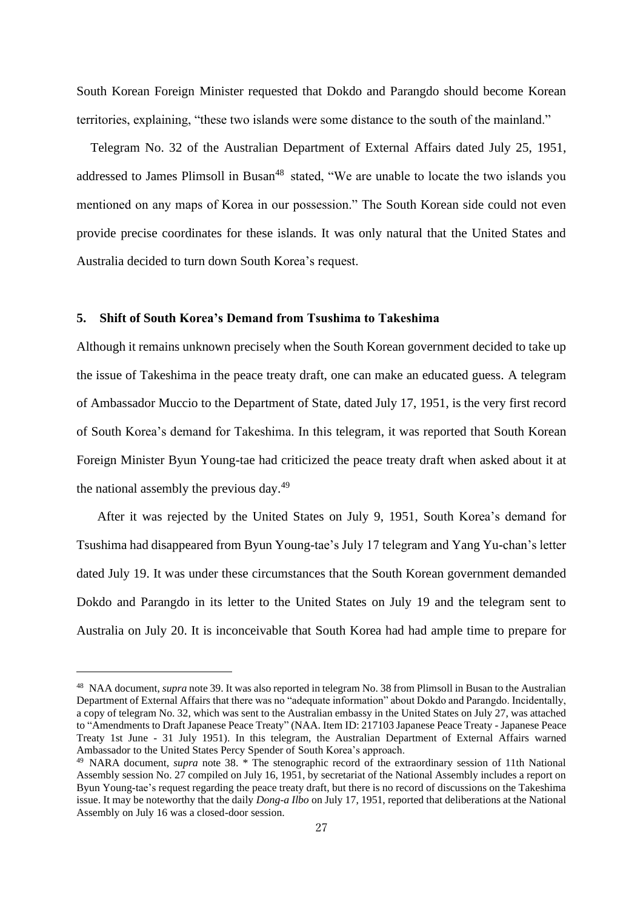South Korean Foreign Minister requested that Dokdo and Parangdo should become Korean territories, explaining, "these two islands were some distance to the south of the mainland."

Telegram No. 32 of the Australian Department of External Affairs dated July 25, 1951, addressed to James Plimsoll in Busan[48] stated, "We are unable to locate the two islands you mentioned on any maps of Korea in our possession." The South Korean side could not even provide precise coordinates for these islands. It was only natural that the United States and Australia decided to turn down South Korea's request.

## 5. Shift of South Korea's Demand from Tsushima to Takeshima

Although it remains unknown precisely when the South Korean government decided to take up the issue of Takeshima in the peace treaty draft, one can make an educated guess. A telegram of Ambassador Muccio to the Department of State, dated July 17, 1951, is the very first record of South Korea's demand for Takeshima. In this telegram, it was reported that South Korean Foreign Minister Byun Young-tae had criticized the peace treaty draft when asked about it at the national assembly the previous day.[49]

After it was rejected by the United States on July 9, 1951, South Korea's demand for Tsushima had disappeared from Byun Young-tae's July 17 telegram and Yang Yu-chan's letter dated July 19. It was under these circumstances that the South Korean government demanded Dokdo and Parangdo in its letter to the United States on July 19 and the telegram sent to Australia on July 20. It is inconceivable that South Korea had had ample time to prepare for

---

[48] NAA document, *supra* note 39. It was also reported in telegram No. 38 from Plimsoll in Busan to the Australian Department of External Affairs that there was no "adequate information" about Dokdo and Parangdo. Incidentally, a copy of telegram No. 32, which was sent to the Australian embassy in the United States on July 27, was attached to "Amendments to Draft Japanese Peace Treaty" (NAA. Item ID: 217103 Japanese Peace Treaty - Japanese Peace Treaty 1st June - 31 July 1951). In this telegram, the Australian Department of External Affairs warned Ambassador to the United States Percy Spender of South Korea's approach.

[49] NARA document, *supra* note 38. * The stenographic record of the extraordinary session of 11th National Assembly session No. 27 compiled on July 16, 1951, by secretariat of the National Assembly includes a report on Byun Young-tae's request regarding the peace treaty draft, but there is no record of discussions on the Takeshima issue. It may be noteworthy that the daily *Dong-a Ilbo* on July 17, 1951, reported that deliberations at the National Assembly on July 16 was a closed-door session.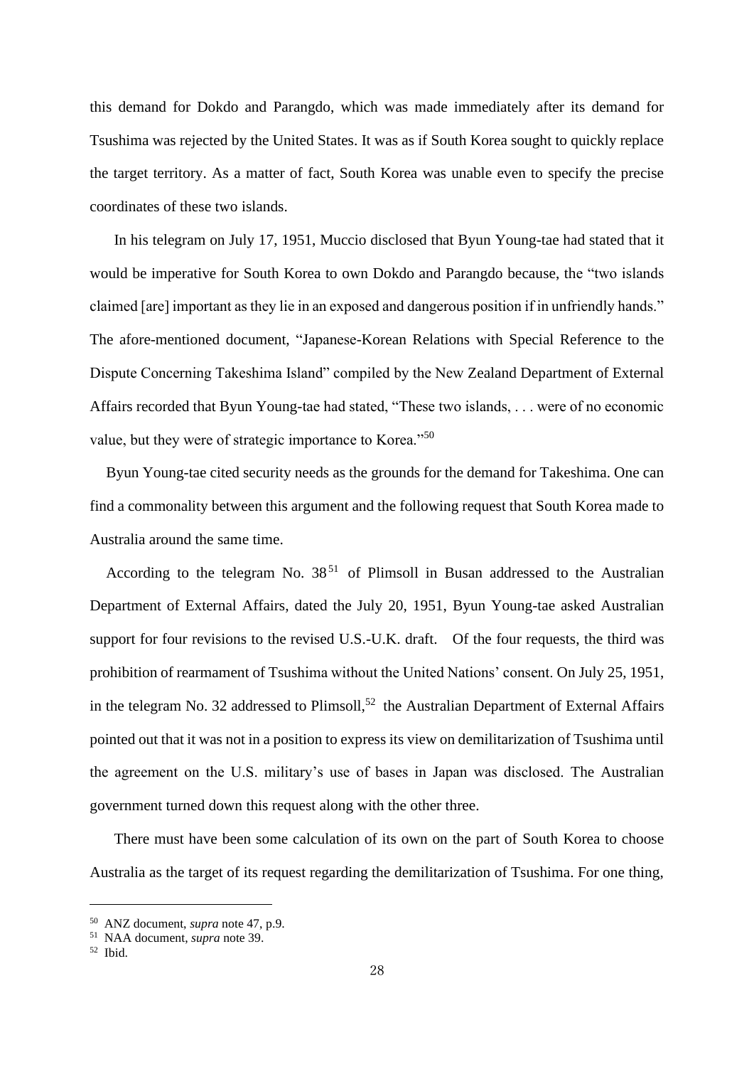this demand for Dokdo and Parangdo, which was made immediately after its demand for Tsushima was rejected by the United States. It was as if South Korea sought to quickly replace the target territory. As a matter of fact, South Korea was unable even to specify the precise coordinates of these two islands.

In his telegram on July 17, 1951, Muccio disclosed that Byun Young-tae had stated that it would be imperative for South Korea to own Dokdo and Parangdo because, the "two islands claimed [are] important as they lie in an exposed and dangerous position if in unfriendly hands." The afore-mentioned document, "Japanese-Korean Relations with Special Reference to the Dispute Concerning Takeshima Island" compiled by the New Zealand Department of External Affairs recorded that Byun Young-tae had stated, "These two islands, . . . were of no economic value, but they were of strategic importance to Korea."[50]

Byun Young-tae cited security needs as the grounds for the demand for Takeshima. One can find a commonality between this argument and the following request that South Korea made to Australia around the same time.

According to the telegram No. 38[51] of Plimsoll in Busan addressed to the Australian Department of External Affairs, dated the July 20, 1951, Byun Young-tae asked Australian support for four revisions to the revised U.S.-U.K. draft. Of the four requests, the third was prohibition of rearmament of Tsushima without the United Nations' consent. On July 25, 1951, in the telegram No. 32 addressed to Plimsoll,[52] the Australian Department of External Affairs pointed out that it was not in a position to express its view on demilitarization of Tsushima until the agreement on the U.S. military's use of bases in Japan was disclosed. The Australian government turned down this request along with the other three.

There must have been some calculation of its own on the part of South Korea to choose Australia as the target of its request regarding the demilitarization of Tsushima. For one thing,

---

[50] ANZ document, *supra* note 47, p.9.

[51] NAA document, *supra* note 39.

[52] Ibid.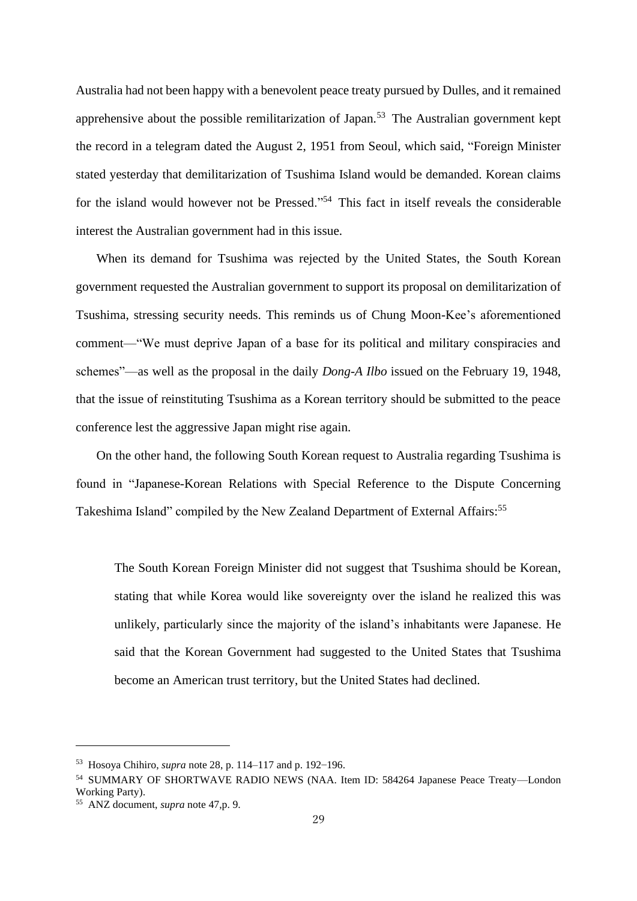Australia had not been happy with a benevolent peace treaty pursued by Dulles, and it remained apprehensive about the possible remilitarization of Japan.[53] The Australian government kept the record in a telegram dated the August 2, 1951 from Seoul, which said, "Foreign Minister stated yesterday that demilitarization of Tsushima Island would be demanded. Korean claims for the island would however not be Pressed."[54] This fact in itself reveals the considerable interest the Australian government had in this issue.

When its demand for Tsushima was rejected by the United States, the South Korean government requested the Australian government to support its proposal on demilitarization of Tsushima, stressing security needs. This reminds us of Chung Moon-Kee's aforementioned comment—"We must deprive Japan of a base for its political and military conspiracies and schemes"—as well as the proposal in the daily *Dong-A Ilbo* issued on the February 19, 1948, that the issue of reinstituting Tsushima as a Korean territory should be submitted to the peace conference lest the aggressive Japan might rise again.

On the other hand, the following South Korean request to Australia regarding Tsushima is found in "Japanese-Korean Relations with Special Reference to the Dispute Concerning Takeshima Island" compiled by the New Zealand Department of External Affairs:[55]

> The South Korean Foreign Minister did not suggest that Tsushima should be Korean, stating that while Korea would like sovereignty over the island he realized this was unlikely, particularly since the majority of the island's inhabitants were Japanese. He said that the Korean Government had suggested to the United States that Tsushima become an American trust territory, but the United States had declined.

---

[53] Hosoya Chihiro, *supra* note 28, p. 114–117 and p. 192−196.

[54] SUMMARY OF SHORTWAVE RADIO NEWS (NAA. Item ID: 584264 Japanese Peace Treaty—London Working Party).

[55] ANZ document, *supra* note 47,p. 9.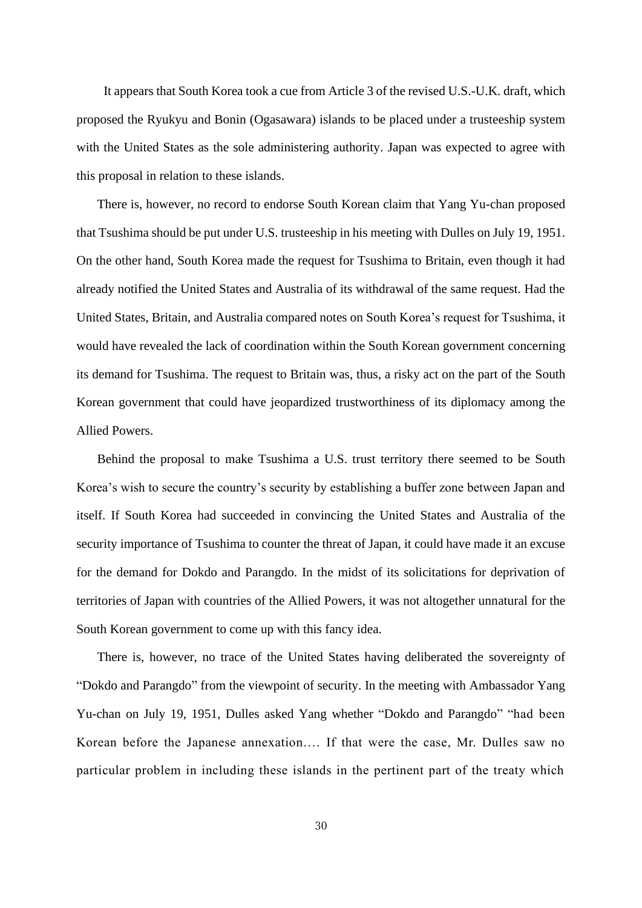It appears that South Korea took a cue from Article 3 of the revised U.S.-U.K. draft, which proposed the Ryukyu and Bonin (Ogasawara) islands to be placed under a trusteeship system with the United States as the sole administering authority. Japan was expected to agree with this proposal in relation to these islands.

There is, however, no record to endorse South Korean claim that Yang Yu-chan proposed that Tsushima should be put under U.S. trusteeship in his meeting with Dulles on July 19, 1951. On the other hand, South Korea made the request for Tsushima to Britain, even though it had already notified the United States and Australia of its withdrawal of the same request. Had the United States, Britain, and Australia compared notes on South Korea's request for Tsushima, it would have revealed the lack of coordination within the South Korean government concerning its demand for Tsushima. The request to Britain was, thus, a risky act on the part of the South Korean government that could have jeopardized trustworthiness of its diplomacy among the Allied Powers.

Behind the proposal to make Tsushima a U.S. trust territory there seemed to be South Korea's wish to secure the country's security by establishing a buffer zone between Japan and itself. If South Korea had succeeded in convincing the United States and Australia of the security importance of Tsushima to counter the threat of Japan, it could have made it an excuse for the demand for Dokdo and Parangdo. In the midst of its solicitations for deprivation of territories of Japan with countries of the Allied Powers, it was not altogether unnatural for the South Korean government to come up with this fancy idea.

There is, however, no trace of the United States having deliberated the sovereignty of "Dokdo and Parangdo" from the viewpoint of security. In the meeting with Ambassador Yang Yu-chan on July 19, 1951, Dulles asked Yang whether "Dokdo and Parangdo" "had been Korean before the Japanese annexation.… If that were the case, Mr. Dulles saw no particular problem in including these islands in the pertinent part of the treaty which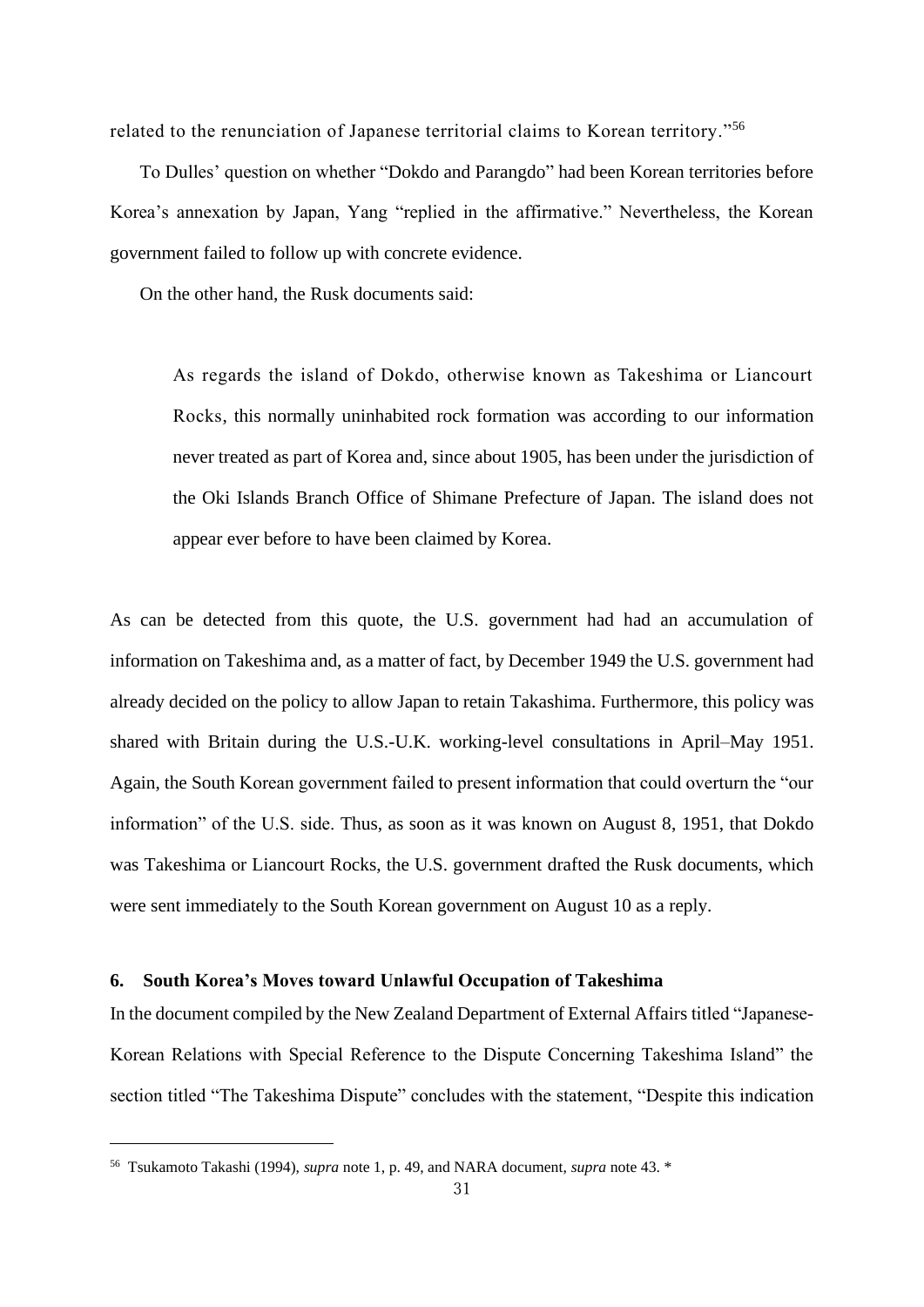related to the renunciation of Japanese territorial claims to Korean territory."[56]

To Dulles' question on whether "Dokdo and Parangdo" had been Korean territories before Korea's annexation by Japan, Yang "replied in the affirmative." Nevertheless, the Korean government failed to follow up with concrete evidence.

On the other hand, the Rusk documents said:

> As regards the island of Dokdo, otherwise known as Takeshima or Liancourt Rocks, this normally uninhabited rock formation was according to our information never treated as part of Korea and, since about 1905, has been under the jurisdiction of the Oki Islands Branch Office of Shimane Prefecture of Japan. The island does not appear ever before to have been claimed by Korea.

As can be detected from this quote, the U.S. government had had an accumulation of information on Takeshima and, as a matter of fact, by December 1949 the U.S. government had already decided on the policy to allow Japan to retain Takashima. Furthermore, this policy was shared with Britain during the U.S.-U.K. working-level consultations in April–May 1951. Again, the South Korean government failed to present information that could overturn the "our information" of the U.S. side. Thus, as soon as it was known on August 8, 1951, that Dokdo was Takeshima or Liancourt Rocks, the U.S. government drafted the Rusk documents, which were sent immediately to the South Korean government on August 10 as a reply.

### 6. South Korea's Moves toward Unlawful Occupation of Takeshima

In the document compiled by the New Zealand Department of External Affairs titled "Japanese-Korean Relations with Special Reference to the Dispute Concerning Takeshima Island" the section titled "The Takeshima Dispute" concludes with the statement, "Despite this indication

---

[56] Tsukamoto Takashi (1994), *supra* note 1, p. 49, and NARA document, *supra* note 43. *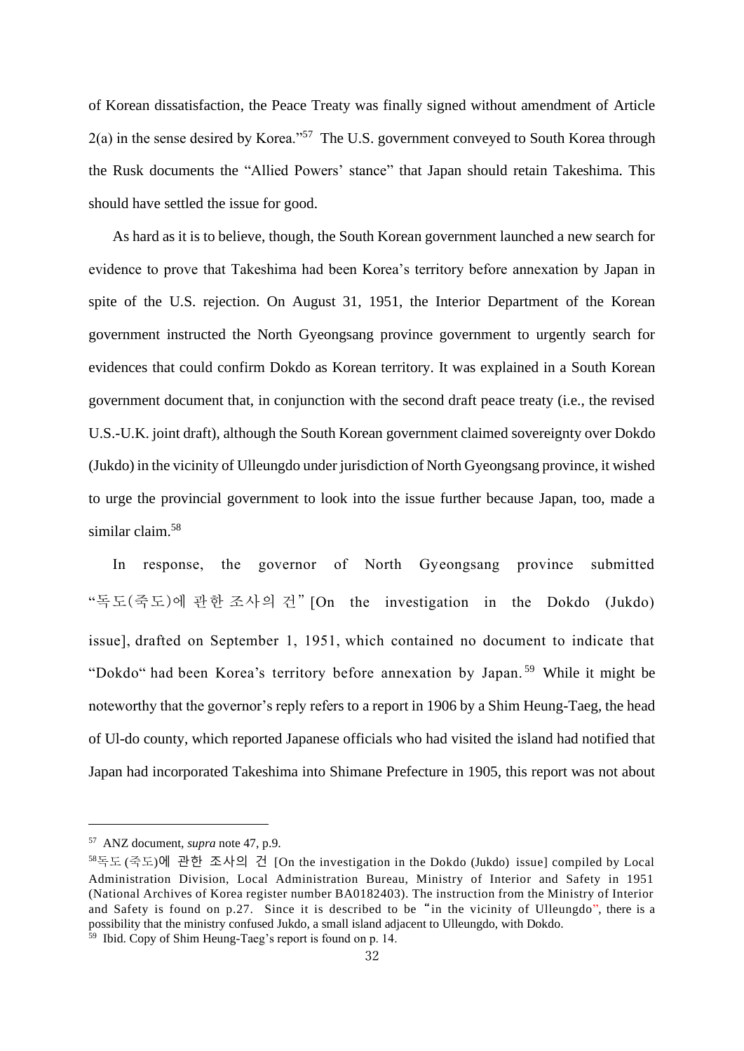of Korean dissatisfaction, the Peace Treaty was finally signed without amendment of Article 2(a) in the sense desired by Korea."[57] The U.S. government conveyed to South Korea through the Rusk documents the "Allied Powers' stance" that Japan should retain Takeshima. This should have settled the issue for good.

As hard as it is to believe, though, the South Korean government launched a new search for evidence to prove that Takeshima had been Korea's territory before annexation by Japan in spite of the U.S. rejection. On August 31, 1951, the Interior Department of the Korean government instructed the North Gyeongsang province government to urgently search for evidences that could confirm Dokdo as Korean territory. It was explained in a South Korean government document that, in conjunction with the second draft peace treaty (i.e., the revised U.S.-U.K. joint draft), although the South Korean government claimed sovereignty over Dokdo (Jukdo) in the vicinity of Ulleungdo under jurisdiction of North Gyeongsang province, it wished to urge the provincial government to look into the issue further because Japan, too, made a similar claim.[58]

In response, the governor of North Gyeongsang province submitted "독도(죽도)에 관한 조사의 건" [On the investigation in the Dokdo (Jukdo) issue], drafted on September 1, 1951, which contained no document to indicate that "Dokdo" had been Korea's territory before annexation by Japan.[59] While it might be noteworthy that the governor's reply refers to a report in 1906 by a Shim Heung-Taeg, the head of Ul-do county, which reported Japanese officials who had visited the island had notified that Japan had incorporated Takeshima into Shimane Prefecture in 1905, this report was not about

---

[57] ANZ document, *supra* note 47, p.9.

[58] 독도 (죽도)에 관한 조사의 건 [On the investigation in the Dokdo (Jukdo) issue] compiled by Local Administration Division, Local Administration Bureau, Ministry of Interior and Safety in 1951 (National Archives of Korea register number BA0182403). The instruction from the Ministry of Interior and Safety is found on p.27. Since it is described to be "in the vicinity of Ulleungdo", there is a possibility that the ministry confused Jukdo, a small island adjacent to Ulleungdo, with Dokdo.

[59] Ibid. Copy of Shim Heung-Taeg's report is found on p. 14.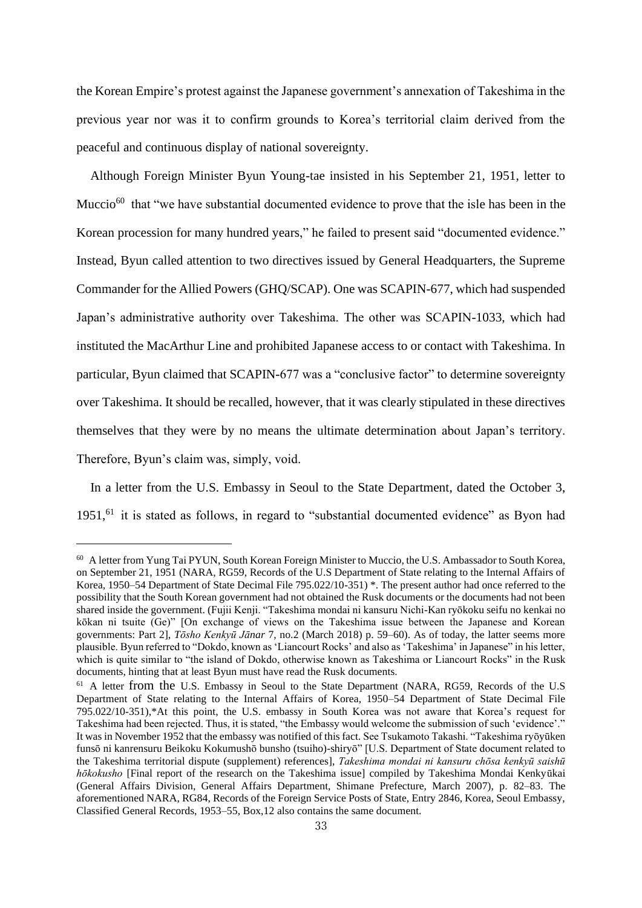the Korean Empire's protest against the Japanese government's annexation of Takeshima in the previous year nor was it to confirm grounds to Korea's territorial claim derived from the peaceful and continuous display of national sovereignty.

Although Foreign Minister Byun Young-tae insisted in his September 21, 1951, letter to Muccio[60] that "we have substantial documented evidence to prove that the isle has been in the Korean procession for many hundred years," he failed to present said "documented evidence." Instead, Byun called attention to two directives issued by General Headquarters, the Supreme Commander for the Allied Powers (GHQ/SCAP). One was SCAPIN-677, which had suspended Japan's administrative authority over Takeshima. The other was SCAPIN-1033, which had instituted the MacArthur Line and prohibited Japanese access to or contact with Takeshima. In particular, Byun claimed that SCAPIN-677 was a "conclusive factor" to determine sovereignty over Takeshima. It should be recalled, however, that it was clearly stipulated in these directives themselves that they were by no means the ultimate determination about Japan's territory. Therefore, Byun's claim was, simply, void.

In a letter from the U.S. Embassy in Seoul to the State Department, dated the October 3, 1951,[61] it is stated as follows, in regard to "substantial documented evidence" as Byon had

---

[60] A letter from Yung Tai PYUN, South Korean Foreign Minister to Muccio, the U.S. Ambassador to South Korea, on September 21, 1951 (NARA, RG59, Records of the U.S Department of State relating to the Internal Affairs of Korea, 1950–54 Department of State Decimal File 795.022/10-351) *. The present author had once referred to the possibility that the South Korean government had not obtained the Rusk documents or the documents had not been shared inside the government. (Fujii Kenji. "Takeshima mondai ni kansuru Nichi-Kan ryōkoku seifu no kenkai no kōkan ni tsuite (Ge)" [On exchange of views on the Takeshima issue between the Japanese and Korean governments: Part 2], *Tōsho Kenkyū Jānar* 7, no.2 (March 2018) p. 59–60). As of today, the latter seems more plausible. Byun referred to "Dokdo, known as 'Liancourt Rocks' and also as 'Takeshima' in Japanese" in his letter, which is quite similar to "the island of Dokdo, otherwise known as Takeshima or Liancourt Rocks" in the Rusk documents, hinting that at least Byun must have read the Rusk documents.

[61] A letter from the U.S. Embassy in Seoul to the State Department (NARA, RG59, Records of the U.S Department of State relating to the Internal Affairs of Korea, 1950–54 Department of State Decimal File 795.022/10-351),*At this point, the U.S. embassy in South Korea was not aware that Korea's request for Takeshima had been rejected. Thus, it is stated, "the Embassy would welcome the submission of such 'evidence'." It was in November 1952 that the embassy was notified of this fact. See Tsukamoto Takashi. "Takeshima ryōyūken funsō ni kanrensuru Beikoku Kokumushō bunsho (tsuiho)-shiryō" [U.S. Department of State document related to the Takeshima territorial dispute (supplement) references], *Takeshima mondai ni kansuru chōsa kenkyū saishū hōkokusho* [Final report of the research on the Takeshima issue] compiled by Takeshima Mondai Kenkyūkai (General Affairs Division, General Affairs Department, Shimane Prefecture, March 2007), p. 82–83. The aforementioned NARA, RG84, Records of the Foreign Service Posts of State, Entry 2846, Korea, Seoul Embassy, Classified General Records, 1953–55, Box,12 also contains the same document.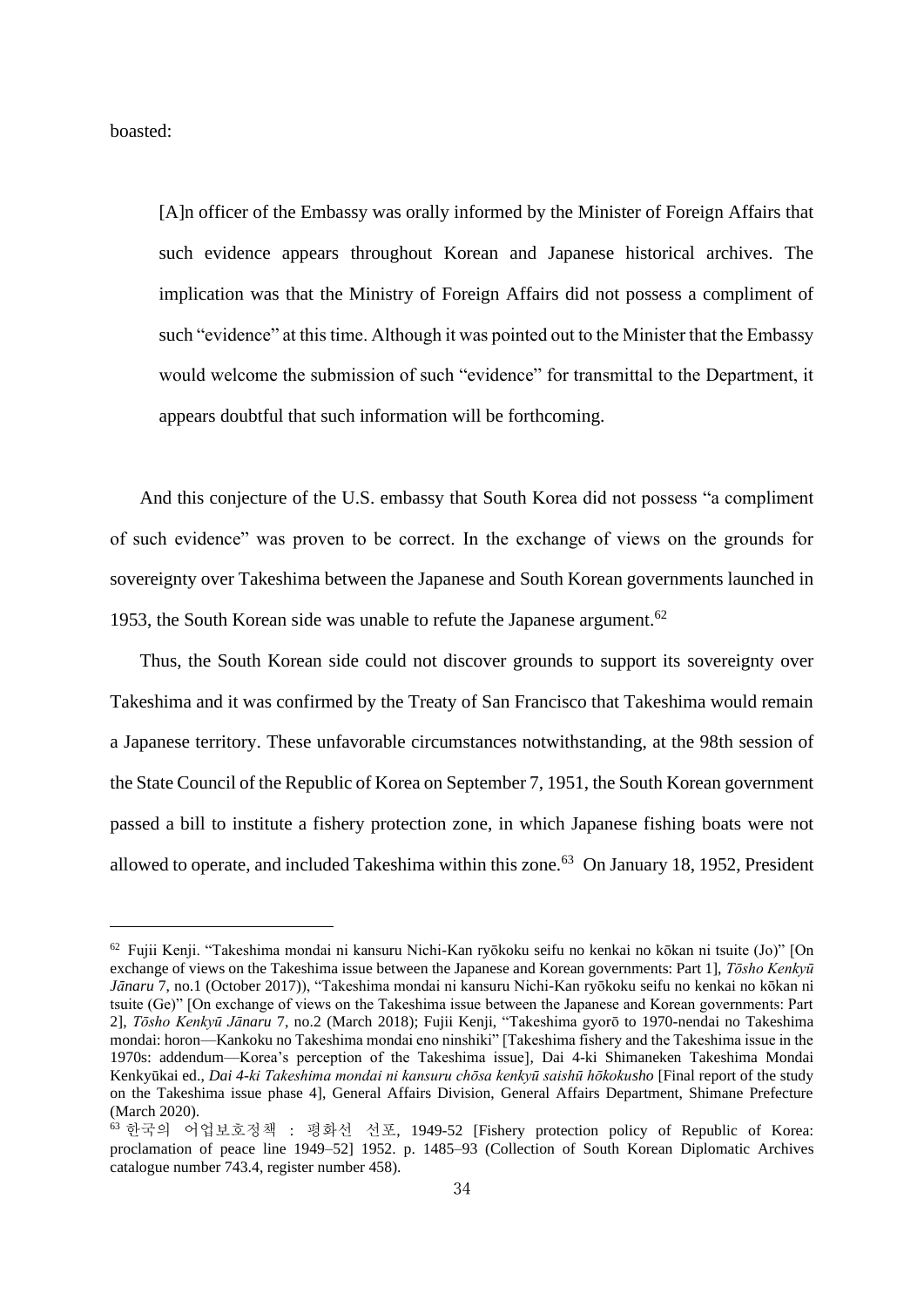boasted:

> [A]n officer of the Embassy was orally informed by the Minister of Foreign Affairs that such evidence appears throughout Korean and Japanese historical archives. The implication was that the Ministry of Foreign Affairs did not possess a compliment of such "evidence" at this time. Although it was pointed out to the Minister that the Embassy would welcome the submission of such "evidence" for transmittal to the Department, it appears doubtful that such information will be forthcoming.

And this conjecture of the U.S. embassy that South Korea did not possess "a compliment of such evidence" was proven to be correct. In the exchange of views on the grounds for sovereignty over Takeshima between the Japanese and South Korean governments launched in 1953, the South Korean side was unable to refute the Japanese argument.[62]

Thus, the South Korean side could not discover grounds to support its sovereignty over Takeshima and it was confirmed by the Treaty of San Francisco that Takeshima would remain a Japanese territory. These unfavorable circumstances notwithstanding, at the 98th session of the State Council of the Republic of Korea on September 7, 1951, the South Korean government passed a bill to institute a fishery protection zone, in which Japanese fishing boats were not allowed to operate, and included Takeshima within this zone.[63] On January 18, 1952, President

---

[62] Fujii Kenji. "Takeshima mondai ni kansuru Nichi-Kan ryōkoku seifu no kenkai no kōkan ni tsuite (Jo)" [On exchange of views on the Takeshima issue between the Japanese and Korean governments: Part 1], *Tōsho Kenkyū Jānaru* 7, no.1 (October 2017)), "Takeshima mondai ni kansuru Nichi-Kan ryōkoku seifu no kenkai no kōkan ni tsuite (Ge)" [On exchange of views on the Takeshima issue between the Japanese and Korean governments: Part 2], *Tōsho Kenkyū Jānaru* 7, no.2 (March 2018); Fujii Kenji, "Takeshima gyorō to 1970-nendai no Takeshima mondai: horon—Kankoku no Takeshima mondai eno ninshiki" [Takeshima fishery and the Takeshima issue in the 1970s: addendum—Korea's perception of the Takeshima issue], Dai 4-ki Shimaneken Takeshima Mondai Kenkyūkai ed., *Dai 4-ki Takeshima mondai ni kansuru chōsa kenkyū saishū hōkokusho* [Final report of the study on the Takeshima issue phase 4], General Affairs Division, General Affairs Department, Shimane Prefecture (March 2020).

[63] 한국의 어업보호정책 : 평화선 선포, 1949-52 [Fishery protection policy of Republic of Korea: proclamation of peace line 1949–52] 1952. p. 1485–93 (Collection of South Korean Diplomatic Archives catalogue number 743.4, register number 458).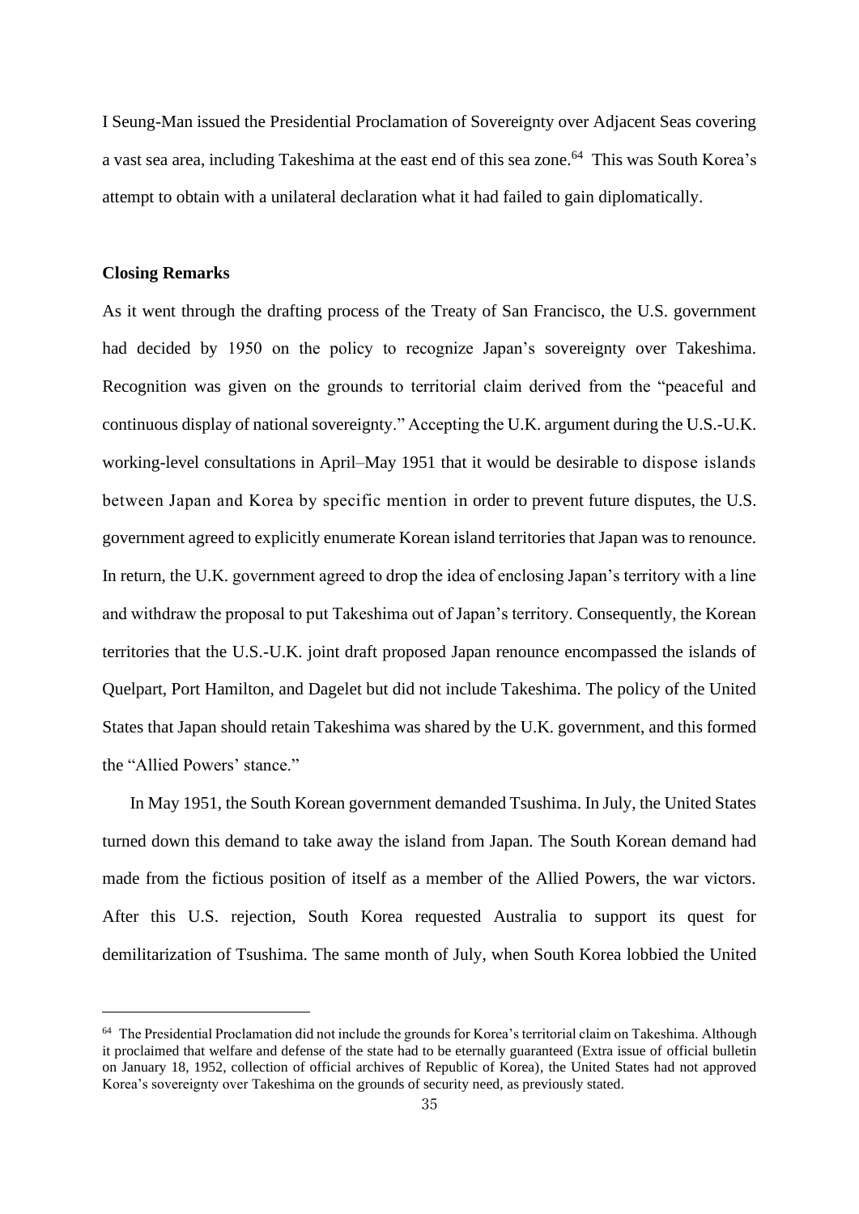I Seung-Man issued the Presidential Proclamation of Sovereignty over Adjacent Seas covering a vast sea area, including Takeshima at the east end of this sea zone.[64] This was South Korea's attempt to obtain with a unilateral declaration what it had failed to gain diplomatically.

**Closing Remarks**

As it went through the drafting process of the Treaty of San Francisco, the U.S. government had decided by 1950 on the policy to recognize Japan's sovereignty over Takeshima. Recognition was given on the grounds to territorial claim derived from the "peaceful and continuous display of national sovereignty." Accepting the U.K. argument during the U.S.-U.K. working-level consultations in April–May 1951 that it would be desirable to dispose islands between Japan and Korea by specific mention in order to prevent future disputes, the U.S. government agreed to explicitly enumerate Korean island territories that Japan was to renounce. In return, the U.K. government agreed to drop the idea of enclosing Japan's territory with a line and withdraw the proposal to put Takeshima out of Japan's territory. Consequently, the Korean territories that the U.S.-U.K. joint draft proposed Japan renounce encompassed the islands of Quelpart, Port Hamilton, and Dagelet but did not include Takeshima. The policy of the United States that Japan should retain Takeshima was shared by the U.K. government, and this formed the "Allied Powers' stance."

In May 1951, the South Korean government demanded Tsushima. In July, the United States turned down this demand to take away the island from Japan. The South Korean demand had made from the fictious position of itself as a member of the Allied Powers, the war victors. After this U.S. rejection, South Korea requested Australia to support its quest for demilitarization of Tsushima. The same month of July, when South Korea lobbied the United

---

[64] The Presidential Proclamation did not include the grounds for Korea's territorial claim on Takeshima. Although it proclaimed that welfare and defense of the state had to be eternally guaranteed (Extra issue of official bulletin on January 18, 1952, collection of official archives of Republic of Korea), the United States had not approved Korea's sovereignty over Takeshima on the grounds of security need, as previously stated.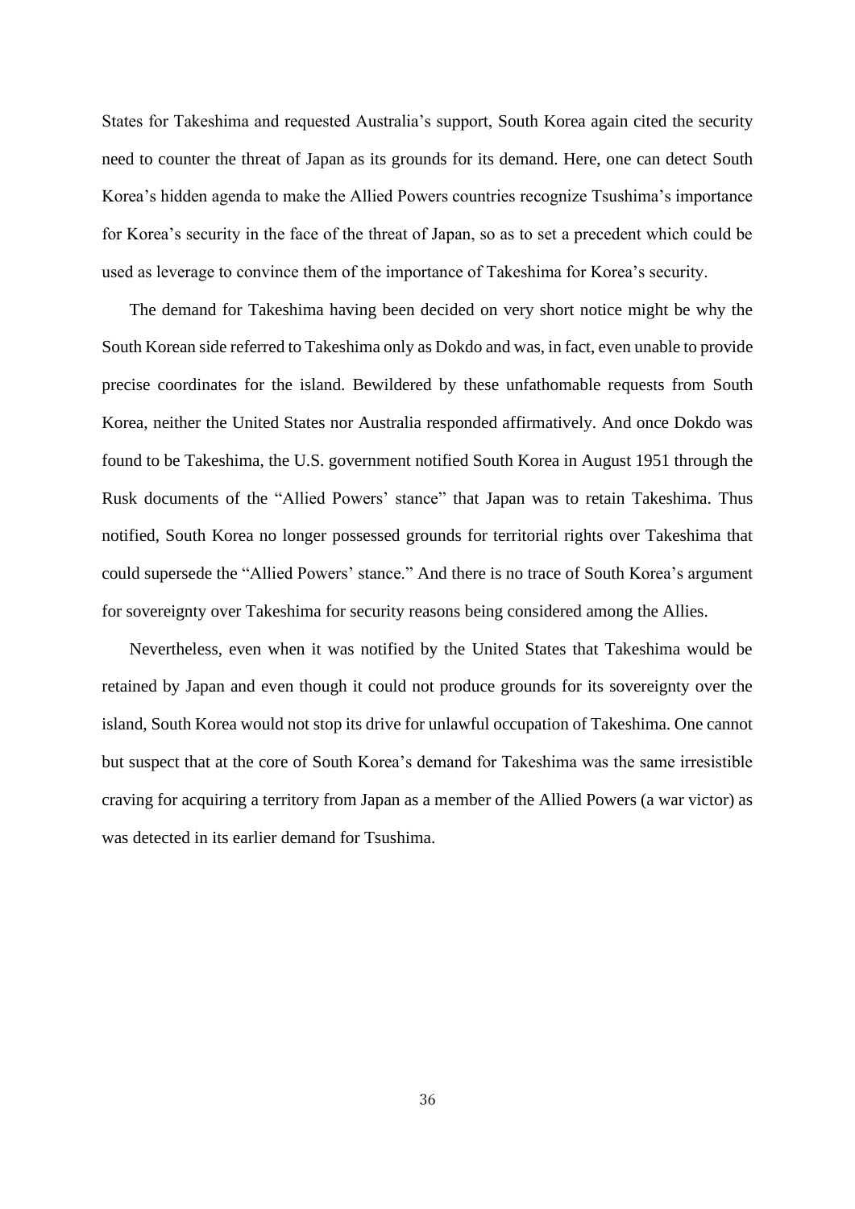States for Takeshima and requested Australia's support, South Korea again cited the security need to counter the threat of Japan as its grounds for its demand. Here, one can detect South Korea's hidden agenda to make the Allied Powers countries recognize Tsushima's importance for Korea's security in the face of the threat of Japan, so as to set a precedent which could be used as leverage to convince them of the importance of Takeshima for Korea's security.

The demand for Takeshima having been decided on very short notice might be why the South Korean side referred to Takeshima only as Dokdo and was, in fact, even unable to provide precise coordinates for the island. Bewildered by these unfathomable requests from South Korea, neither the United States nor Australia responded affirmatively. And once Dokdo was found to be Takeshima, the U.S. government notified South Korea in August 1951 through the Rusk documents of the "Allied Powers' stance" that Japan was to retain Takeshima. Thus notified, South Korea no longer possessed grounds for territorial rights over Takeshima that could supersede the "Allied Powers' stance." And there is no trace of South Korea's argument for sovereignty over Takeshima for security reasons being considered among the Allies.

Nevertheless, even when it was notified by the United States that Takeshima would be retained by Japan and even though it could not produce grounds for its sovereignty over the island, South Korea would not stop its drive for unlawful occupation of Takeshima. One cannot but suspect that at the core of South Korea's demand for Takeshima was the same irresistible craving for acquiring a territory from Japan as a member of the Allied Powers (a war victor) as was detected in its earlier demand for Tsushima.